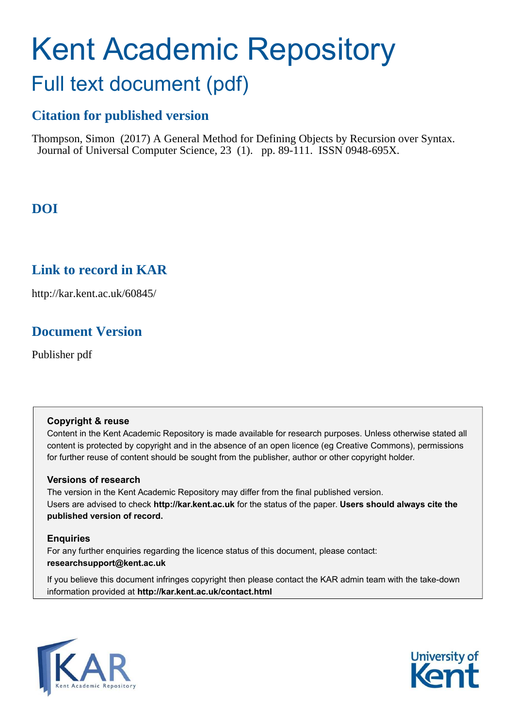# Kent Academic Repository

## Full text document (pdf)

### Citation for published version

Thompson, Simon (2017) A General Method for Defining Objects by Recursion over Syntax. Journal of Universal Computer Science, 23 (1). pp. 89-111. ISSN 0948-695X.

### DOI

### Link to record in KAR

http://kar.kent.ac.uk/60845/

### Document Version

Publisher pdf

**Copyright & reuse**

Content in the Kent Academic Repository is made available for research purposes. Unless otherwise stated all content is protected by copyright and in the absence of an open licence (eg Creative Commons), permissions for further reuse of content should be sought from the publisher, author or other copyright holder.

**Versions of research**

The version in the Kent Academic Repository may differ from the final published version. Users are advised to check **http://kar.kent.ac.uk** for the status of the paper. **Users should always cite the published version of record.**

**Enquiries**

For any further enquiries regarding the licence status of this document, please contact: **researchsupport@kent.ac.uk**

If you believe this document infringes copyright then please contact the KAR admin team with the take-down information provided at **http://kar.kent.ac.uk/contact.html**

KAR Kent Academic Repository

University of Kent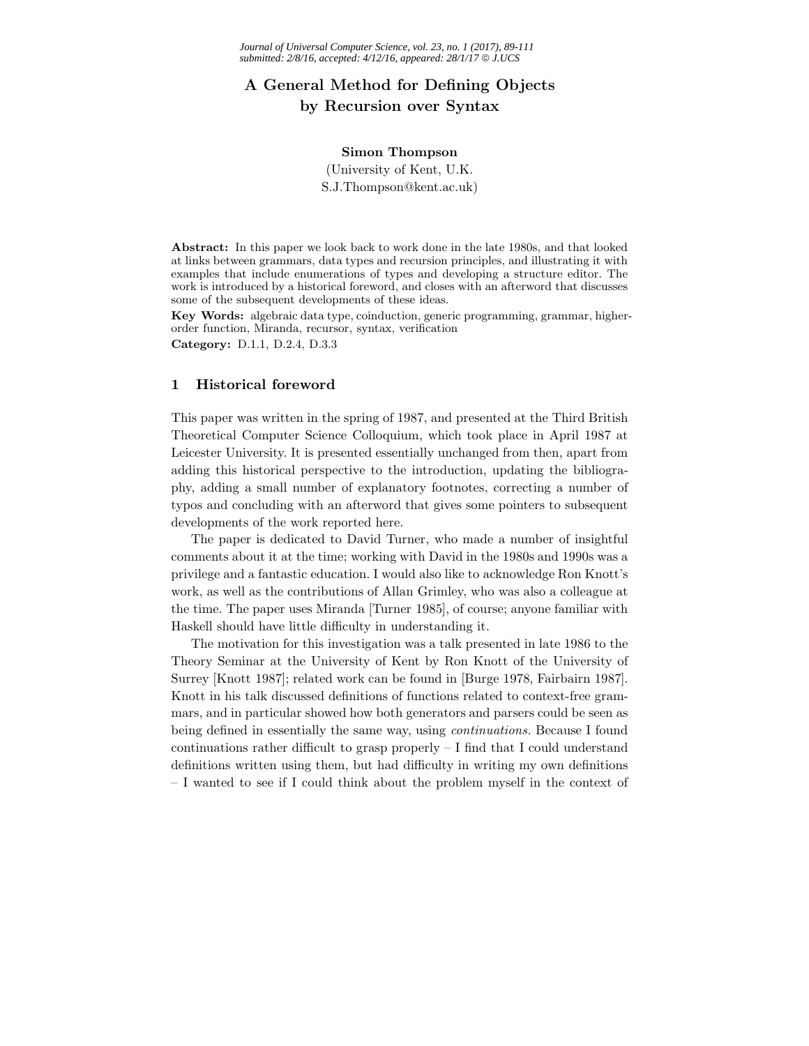# A General Method for Defining Objects by Recursion over Syntax

**Simon Thompson**
(University of Kent, U.K.
S.J.Thompson@kent.ac.uk)

**Abstract:** In this paper we look back to work done in the late 1980s, and that looked at links between grammars, data types and recursion principles, and illustrating it with examples that include enumerations of types and developing a structure editor. The work is introduced by a historical foreword, and closes with an afterword that discusses some of the subsequent developments of these ideas.

**Key Words:** algebraic data type, coinduction, generic programming, grammar, higher-order function, Miranda, recursor, syntax, verification

**Category:** D.1.1, D.2.4, D.3.3

## 1 Historical foreword

This paper was written in the spring of 1987, and presented at the Third British Theoretical Computer Science Colloquium, which took place in April 1987 at Leicester University. It is presented essentially unchanged from then, apart from adding this historical perspective to the introduction, updating the bibliography, adding a small number of explanatory footnotes, correcting a number of typos and concluding with an afterword that gives some pointers to subsequent developments of the work reported here.

The paper is dedicated to David Turner, who made a number of insightful comments about it at the time; working with David in the 1980s and 1990s was a privilege and a fantastic education. I would also like to acknowledge Ron Knott's work, as well as the contributions of Allan Grimley, who was also a colleague at the time. The paper uses Miranda [Turner 1985], of course; anyone familiar with Haskell should have little difficulty in understanding it.

The motivation for this investigation was a talk presented in late 1986 to the Theory Seminar at the University of Kent by Ron Knott of the University of Surrey [Knott 1987]; related work can be found in [Burge 1978, Fairbairn 1987]. Knott in his talk discussed definitions of functions related to context-free grammars, and in particular showed how both generators and parsers could be seen as being defined in essentially the same way, using *continuations*. Because I found continuations rather difficult to grasp properly – I find that I could understand definitions written using them, but had difficulty in writing my own definitions – I wanted to see if I could think about the problem myself in the context of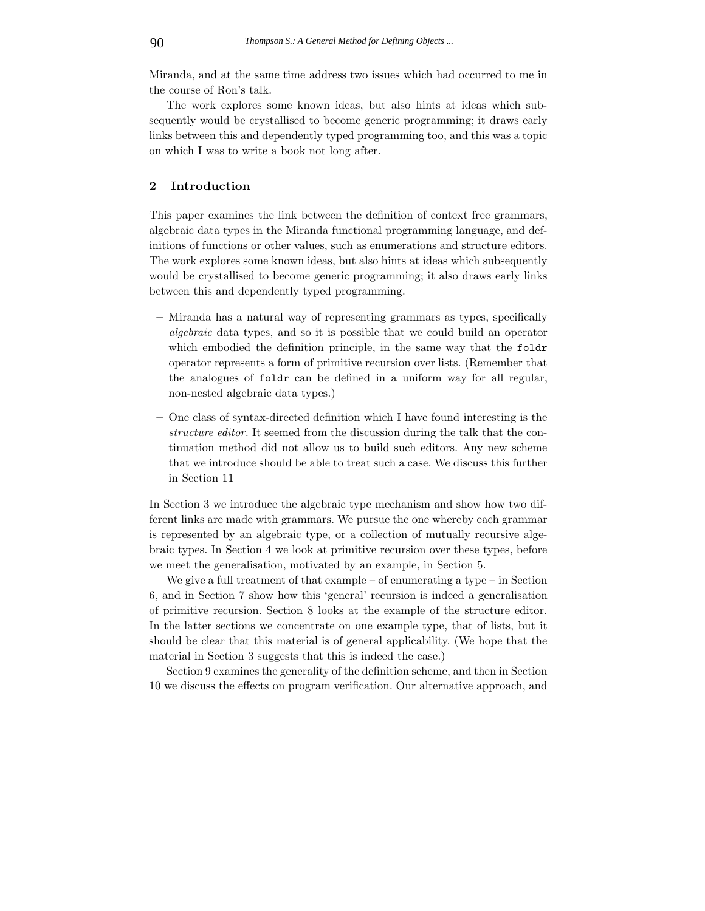Miranda, and at the same time address two issues which had occurred to me in the course of Ron's talk.

The work explores some known ideas, but also hints at ideas which subsequently would be crystallised to become generic programming; it draws early links between this and dependently typed programming too, and this was a topic on which I was to write a book not long after.

## 2 Introduction

This paper examines the link between the definition of context free grammars, algebraic data types in the Miranda functional programming language, and definitions of functions or other values, such as enumerations and structure editors. The work explores some known ideas, but also hints at ideas which subsequently would be crystallised to become generic programming; it also draws early links between this and dependently typed programming.

- Miranda has a natural way of representing grammars as types, specifically *algebraic* data types, and so it is possible that we could build an operator which embodied the definition principle, in the same way that the `foldr` operator represents a form of primitive recursion over lists. (Remember that the analogues of `foldr` can be defined in a uniform way for all regular, non-nested algebraic data types.)
- One class of syntax-directed definition which I have found interesting is the *structure editor.* It seemed from the discussion during the talk that the continuation method did not allow us to build such editors. Any new scheme that we introduce should be able to treat such a case. We discuss this further in Section 11

In Section 3 we introduce the algebraic type mechanism and show how two different links are made with grammars. We pursue the one whereby each grammar is represented by an algebraic type, or a collection of mutually recursive algebraic types. In Section 4 we look at primitive recursion over these types, before we meet the generalisation, motivated by an example, in Section 5.

We give a full treatment of that example – of enumerating a type – in Section 6, and in Section 7 show how this 'general' recursion is indeed a generalisation of primitive recursion. Section 8 looks at the example of the structure editor. In the latter sections we concentrate on one example type, that of lists, but it should be clear that this material is of general applicability. (We hope that the material in Section 3 suggests that this is indeed the case.)

Section 9 examines the generality of the definition scheme, and then in Section 10 we discuss the effects on program verification. Our alternative approach, and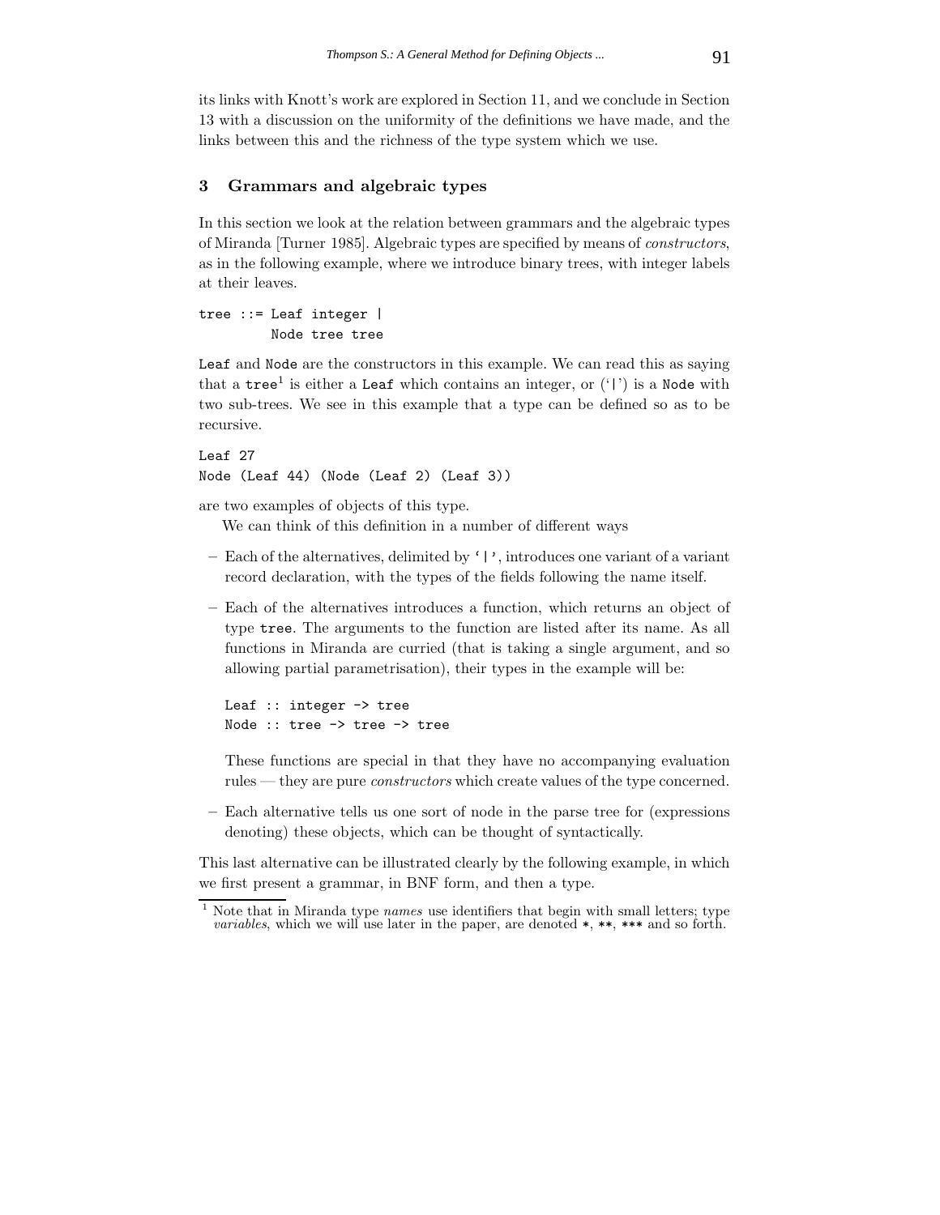its links with Knott's work are explored in Section 11, and we conclude in Section 13 with a discussion on the uniformity of the definitions we have made, and the links between this and the richness of the type system which we use.

## 3 Grammars and algebraic types

In this section we look at the relation between grammars and the algebraic types of Miranda [Turner 1985]. Algebraic types are specified by means of *constructors*, as in the following example, where we introduce binary trees, with integer labels at their leaves.

```
tree ::= Leaf integer |
         Node tree tree
```

`Leaf` and `Node` are the constructors in this example. We can read this as saying that a `tree`[1] is either a `Leaf` which contains an integer, or ('`|`') is a `Node` with two sub-trees. We see in this example that a type can be defined so as to be recursive.

```
Leaf 27
Node (Leaf 44) (Node (Leaf 2) (Leaf 3))
```

are two examples of objects of this type.

We can think of this definition in a number of different ways

– Each of the alternatives, delimited by `'|'`, introduces one variant of a variant record declaration, with the types of the fields following the name itself.

– Each of the alternatives introduces a function, which returns an object of type `tree`. The arguments to the function are listed after its name. As all functions in Miranda are curried (that is taking a single argument, and so allowing partial parametrisation), their types in the example will be:

  ```
  Leaf :: integer -> tree
  Node :: tree -> tree -> tree
  ```

  These functions are special in that they have no accompanying evaluation rules — they are pure *constructors* which create values of the type concerned.

– Each alternative tells us one sort of node in the parse tree for (expressions denoting) these objects, which can be thought of syntactically.

This last alternative can be illustrated clearly by the following example, in which we first present a grammar, in BNF form, and then a type.

[1] Note that in Miranda type *names* use identifiers that begin with small letters; type *variables*, which we will use later in the paper, are denoted `*`, `**`, `***` and so forth.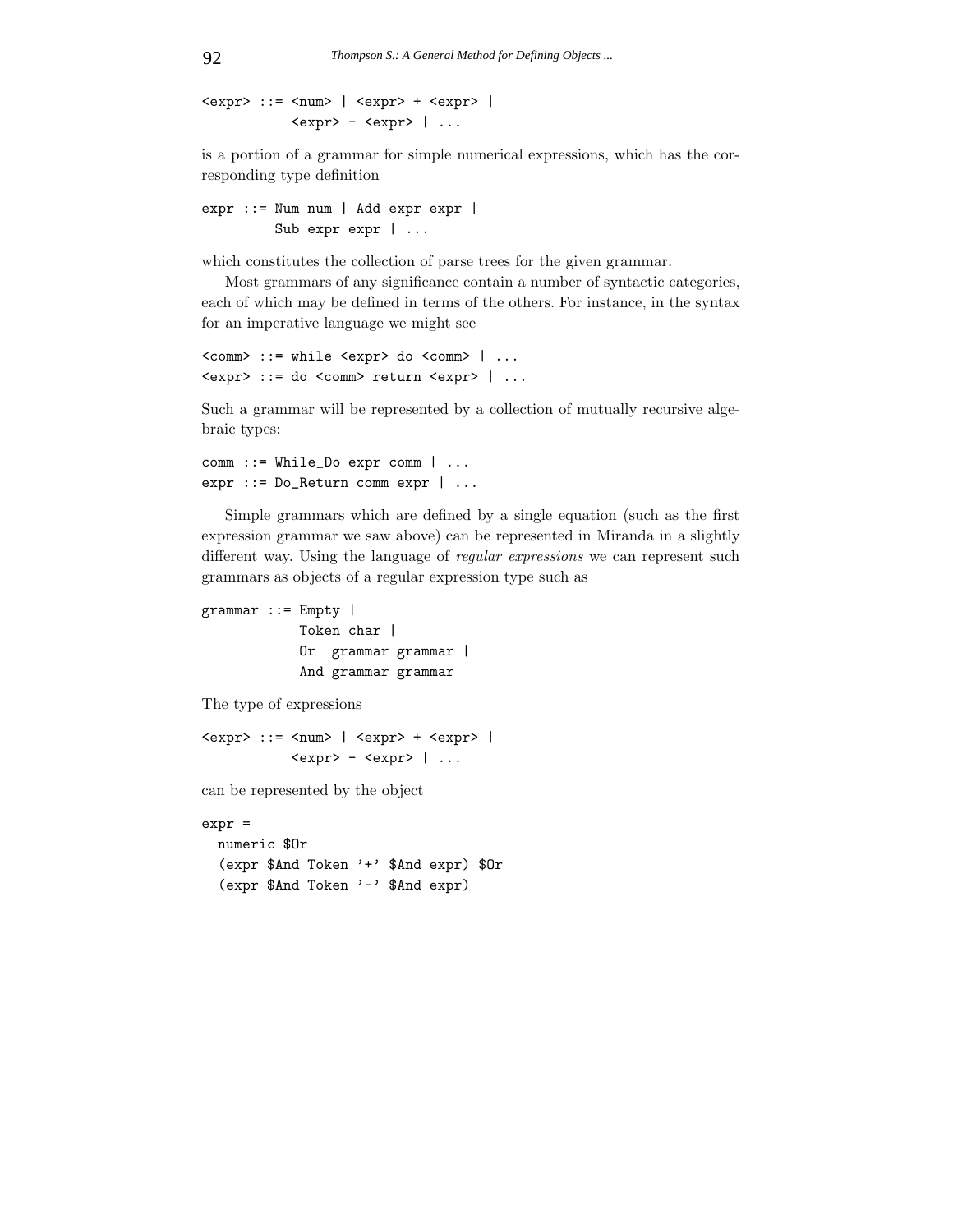```
<expr> ::= <num> | <expr> + <expr> |
           <expr> - <expr> | ...
```

is a portion of a grammar for simple numerical expressions, which has the corresponding type definition

```
expr ::= Num num | Add expr expr |
         Sub expr expr | ...
```

which constitutes the collection of parse trees for the given grammar.

Most grammars of any significance contain a number of syntactic categories, each of which may be defined in terms of the others. For instance, in the syntax for an imperative language we might see

```
<comm> ::= while <expr> do <comm> | ...
<expr> ::= do <comm> return <expr> | ...
```

Such a grammar will be represented by a collection of mutually recursive algebraic types:

```
comm ::= While_Do expr comm | ...
expr ::= Do_Return comm expr | ...
```

Simple grammars which are defined by a single equation (such as the first expression grammar we saw above) can be represented in Miranda in a slightly different way. Using the language of *regular expressions* we can represent such grammars as objects of a regular expression type such as

```
grammar ::= Empty |
            Token char |
            Or  grammar grammar |
            And grammar grammar
```

The type of expressions

```
<expr> ::= <num> | <expr> + <expr> |
           <expr> - <expr> | ...
```

can be represented by the object

```
expr =
  numeric $Or
  (expr $And Token '+' $And expr) $Or
  (expr $And Token '-' $And expr)
```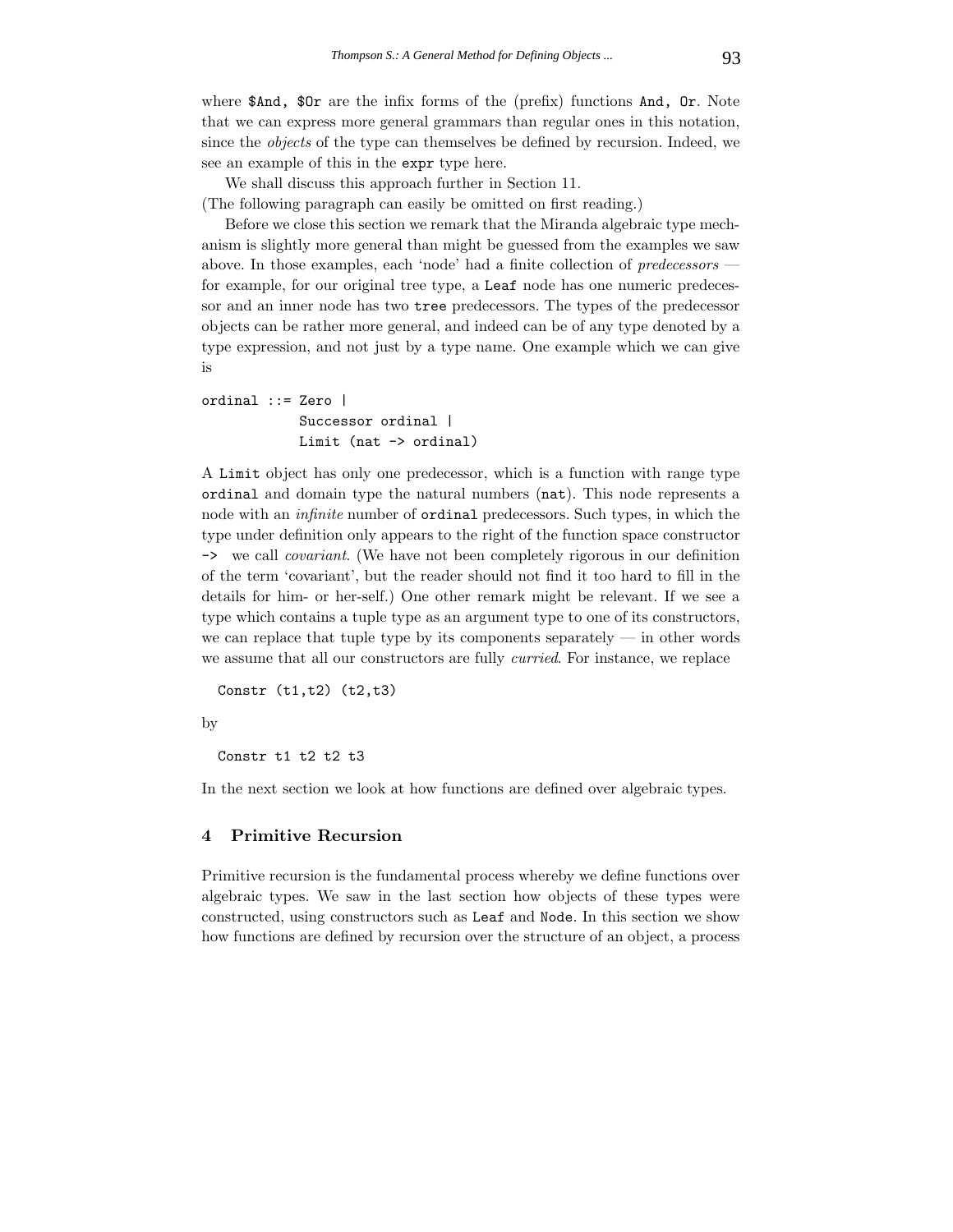where `$And, $Or` are the infix forms of the (prefix) functions `And, Or`. Note that we can express more general grammars than regular ones in this notation, since the *objects* of the type can themselves be defined by recursion. Indeed, we see an example of this in the `expr` type here.

We shall discuss this approach further in Section 11.

(The following paragraph can easily be omitted on first reading.)

Before we close this section we remark that the Miranda algebraic type mechanism is slightly more general than might be guessed from the examples we saw above. In those examples, each 'node' had a finite collection of *predecessors* — for example, for our original tree type, a `Leaf` node has one numeric predecessor and an inner node has two `tree` predecessors. The types of the predecessor objects can be rather more general, and indeed can be of any type denoted by a type expression, and not just by a type name. One example which we can give is

```
ordinal ::= Zero |
            Successor ordinal |
            Limit (nat -> ordinal)
```

A `Limit` object has only one predecessor, which is a function with range type `ordinal` and domain type the natural numbers (`nat`). This node represents a node with an *infinite* number of `ordinal` predecessors. Such types, in which the type under definition only appears to the right of the function space constructor `->` we call *covariant*. (We have not been completely rigorous in our definition of the term 'covariant', but the reader should not find it too hard to fill in the details for him- or her-self.) One other remark might be relevant. If we see a type which contains a tuple type as an argument type to one of its constructors, we can replace that tuple type by its components separately — in other words we assume that all our constructors are fully *curried*. For instance, we replace

```
Constr (t1,t2) (t2,t3)
```

by

```
Constr t1 t2 t2 t3
```

In the next section we look at how functions are defined over algebraic types.

## 4 Primitive Recursion

Primitive recursion is the fundamental process whereby we define functions over algebraic types. We saw in the last section how objects of these types were constructed, using constructors such as `Leaf` and `Node`. In this section we show how functions are defined by recursion over the structure of an object, a process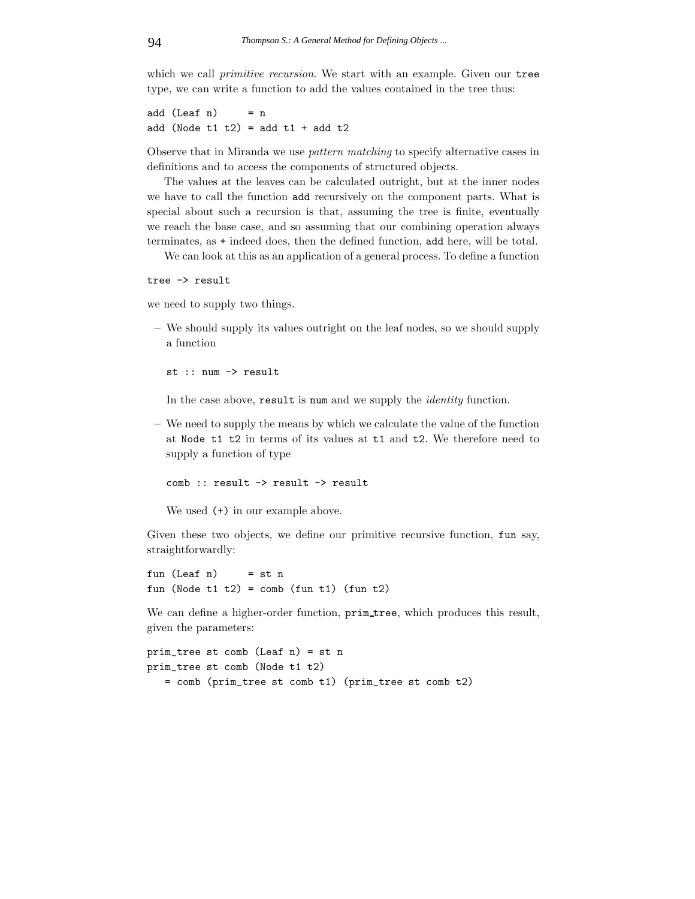which we call *primitive recursion*. We start with an example. Given our `tree` type, we can write a function to add the values contained in the tree thus:

```
add (Leaf n)     = n
add (Node t1 t2) = add t1 + add t2
```

Observe that in Miranda we use *pattern matching* to specify alternative cases in definitions and to access the components of structured objects.

The values at the leaves can be calculated outright, but at the inner nodes we have to call the function `add` recursively on the component parts. What is special about such a recursion is that, assuming the tree is finite, eventually we reach the base case, and so assuming that our combining operation always terminates, as `+` indeed does, then the defined function, `add` here, will be total.

We can look at this as an application of a general process. To define a function

```
tree -> result
```

we need to supply two things.

– We should supply its values outright on the leaf nodes, so we should supply a function

  ```
  st :: num -> result
  ```

  In the case above, `result` is `num` and we supply the *identity* function.

– We need to supply the means by which we calculate the value of the function at `Node t1 t2` in terms of its values at `t1` and `t2`. We therefore need to supply a function of type

  ```
  comb :: result -> result -> result
  ```

  We used `(+)` in our example above.

Given these two objects, we define our primitive recursive function, `fun` say, straightforwardly:

```
fun (Leaf n)     = st n
fun (Node t1 t2) = comb (fun t1) (fun t2)
```

We can define a higher-order function, `prim_tree`, which produces this result, given the parameters:

```
prim_tree st comb (Leaf n) = st n
prim_tree st comb (Node t1 t2)
   = comb (prim_tree st comb t1) (prim_tree st comb t2)
```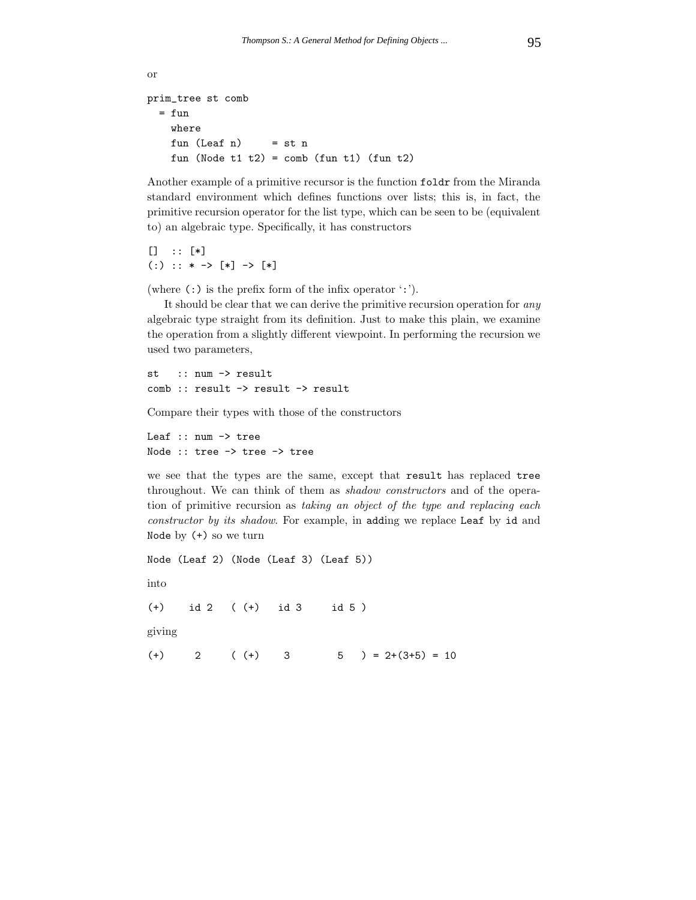or

```
prim_tree st comb
  = fun
    where
    fun (Leaf n)      = st n
    fun (Node t1 t2) = comb (fun t1) (fun t2)
```

Another example of a primitive recursor is the function `foldr` from the Miranda standard environment which defines functions over lists; this is, in fact, the primitive recursion operator for the list type, which can be seen to be (equivalent to) an algebraic type. Specifically, it has constructors

```
[]  :: [*]
(:) :: * -> [*] -> [*]
```

(where `(:)` is the prefix form of the infix operator '`:`').

It should be clear that we can derive the primitive recursion operation for *any* algebraic type straight from its definition. Just to make this plain, we examine the operation from a slightly different viewpoint. In performing the recursion we used two parameters,

```
st   :: num -> result
comb :: result -> result -> result
```

Compare their types with those of the constructors

```
Leaf :: num -> tree
Node :: tree -> tree -> tree
```

we see that the types are the same, except that `result` has replaced `tree` throughout. We can think of them as *shadow constructors* and of the operation of primitive recursion as *taking an object of the type and replacing each constructor by its shadow*. For example, in `add`ing we replace `Leaf` by `id` and `Node` by `(+)` so we turn

```
Node (Leaf 2) (Node (Leaf 3) (Leaf 5))
```

into

```
(+)    id 2   ( (+)   id 3     id 5 )
```

giving

```
(+)     2     ( (+)    3        5   ) = 2+(3+5) = 10
```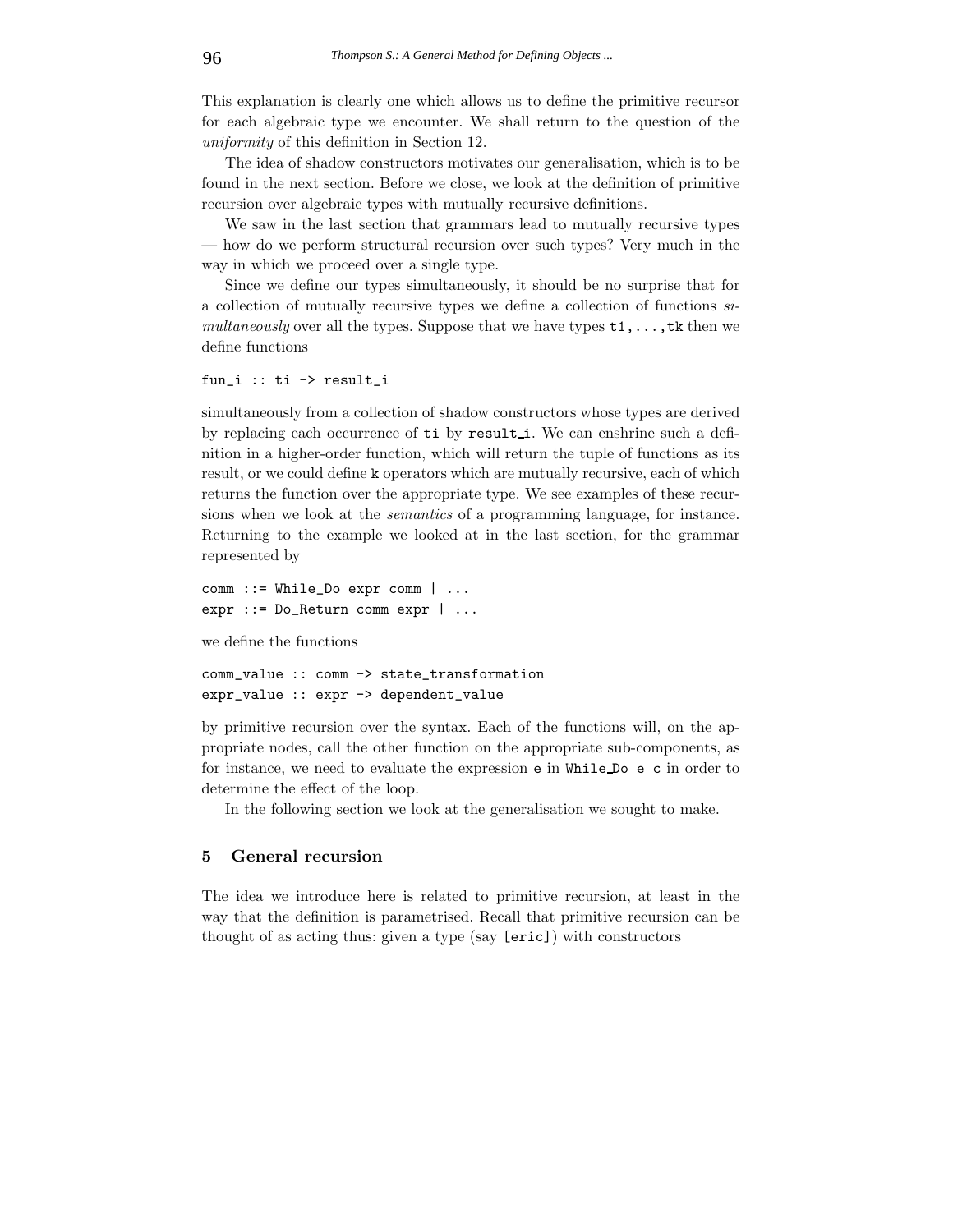This explanation is clearly one which allows us to define the primitive recursor for each algebraic type we encounter. We shall return to the question of the *uniformity* of this definition in Section 12.

The idea of shadow constructors motivates our generalisation, which is to be found in the next section. Before we close, we look at the definition of primitive recursion over algebraic types with mutually recursive definitions.

We saw in the last section that grammars lead to mutually recursive types — how do we perform structural recursion over such types? Very much in the way in which we proceed over a single type.

Since we define our types simultaneously, it should be no surprise that for a collection of mutually recursive types we define a collection of functions *simultaneously* over all the types. Suppose that we have types `t1,...,tk` then we define functions

```
fun_i :: ti -> result_i
```

simultaneously from a collection of shadow constructors whose types are derived by replacing each occurrence of `ti` by `result_i`. We can enshrine such a definition in a higher-order function, which will return the tuple of functions as its result, or we could define `k` operators which are mutually recursive, each of which returns the function over the appropriate type. We see examples of these recursions when we look at the *semantics* of a programming language, for instance. Returning to the example we looked at in the last section, for the grammar represented by

```
comm ::= While_Do expr comm | ...
expr ::= Do_Return comm expr | ...
```

we define the functions

```
comm_value :: comm -> state_transformation
expr_value :: expr -> dependent_value
```

by primitive recursion over the syntax. Each of the functions will, on the appropriate nodes, call the other function on the appropriate sub-components, as for instance, we need to evaluate the expression `e` in `While_Do e c` in order to determine the effect of the loop.

In the following section we look at the generalisation we sought to make.

## 5 General recursion

The idea we introduce here is related to primitive recursion, at least in the way that the definition is parametrised. Recall that primitive recursion can be thought of as acting thus: given a type (say `[eric]`) with constructors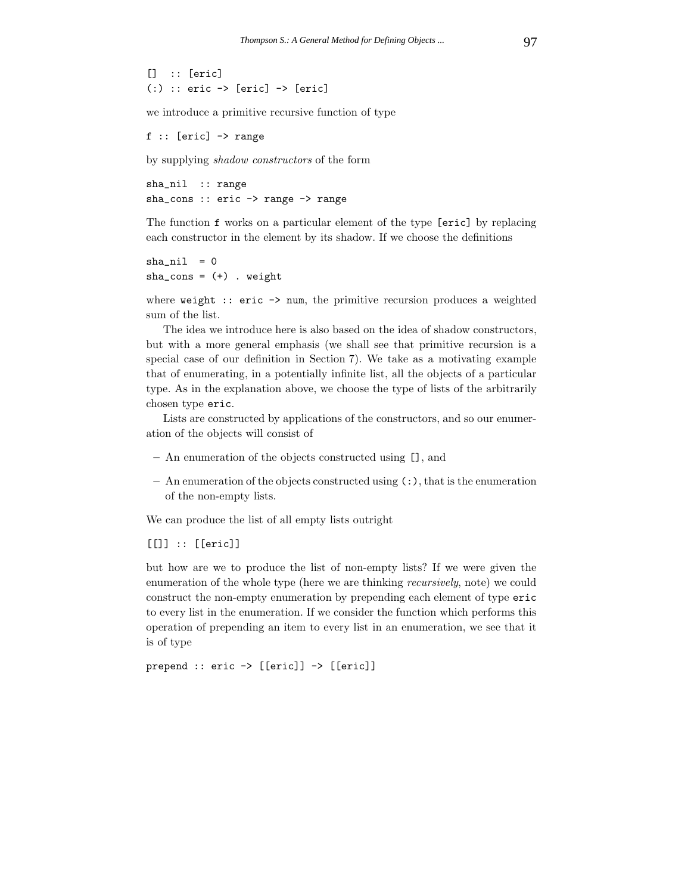```
[]  :: [eric]
(:) :: eric -> [eric] -> [eric]
```

we introduce a primitive recursive function of type

```
f :: [eric] -> range
```

by supplying *shadow constructors* of the form

```
sha_nil  :: range
sha_cons :: eric -> range -> range
```

The function `f` works on a particular element of the type `[eric]` by replacing each constructor in the element by its shadow. If we choose the definitions

```
sha_nil  = 0
sha_cons = (+) . weight
```

where `weight :: eric -> num`, the primitive recursion produces a weighted sum of the list.

The idea we introduce here is also based on the idea of shadow constructors, but with a more general emphasis (we shall see that primitive recursion is a special case of our definition in Section 7). We take as a motivating example that of enumerating, in a potentially infinite list, all the objects of a particular type. As in the explanation above, we choose the type of lists of the arbitrarily chosen type `eric`.

Lists are constructed by applications of the constructors, and so our enumeration of the objects will consist of

- An enumeration of the objects constructed using `[]`, and
- An enumeration of the objects constructed using `(:)`, that is the enumeration of the non-empty lists.

We can produce the list of all empty lists outright

```
[[]] :: [[eric]]
```

but how are we to produce the list of non-empty lists? If we were given the enumeration of the whole type (here we are thinking *recursively*, note) we could construct the non-empty enumeration by prepending each element of type `eric` to every list in the enumeration. If we consider the function which performs this operation of prepending an item to every list in an enumeration, we see that it is of type

```
prepend :: eric -> [[eric]] -> [[eric]]
```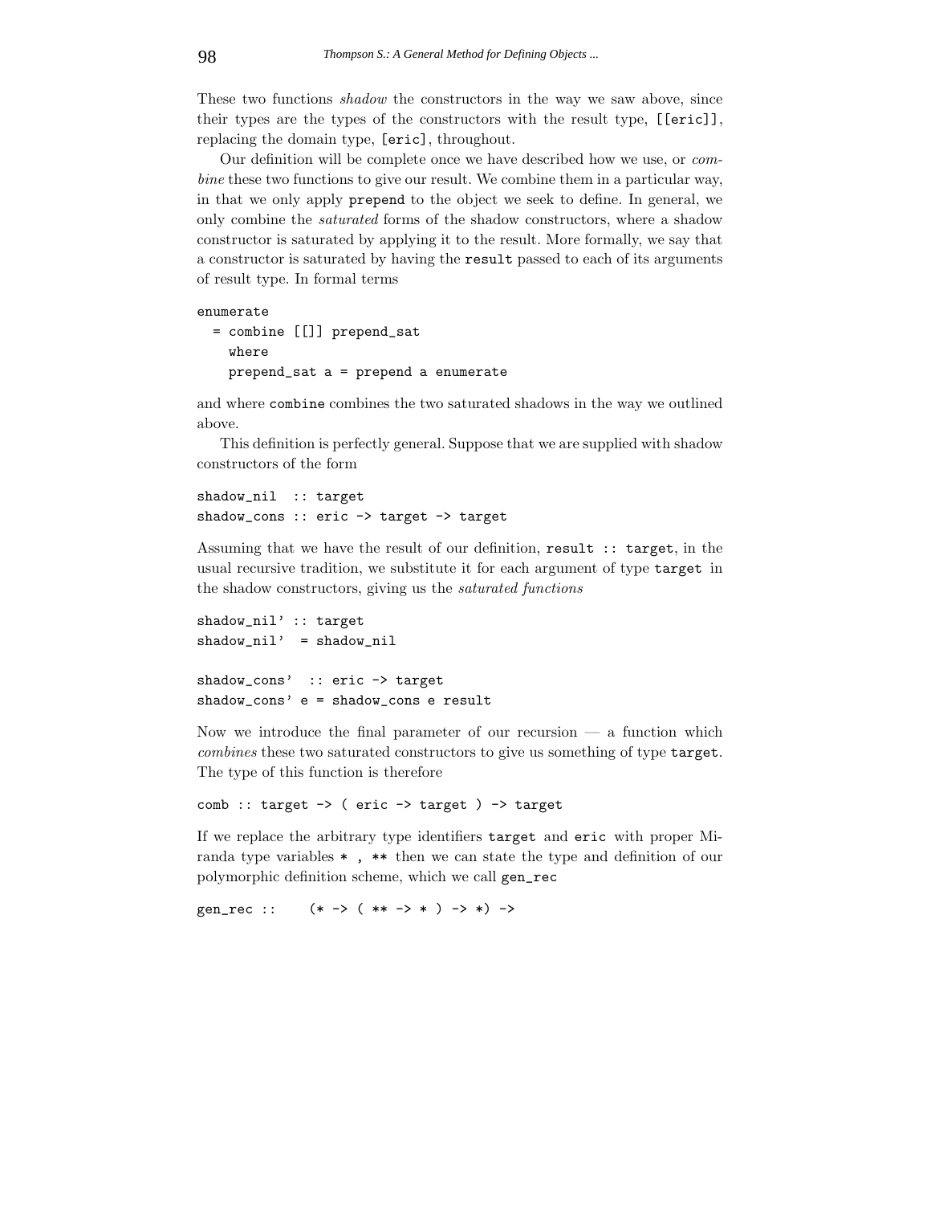These two functions *shadow* the constructors in the way we saw above, since their types are the types of the constructors with the result type, `[[eric]]`, replacing the domain type, `[eric]`, throughout.

Our definition will be complete once we have described how we use, or *combine* these two functions to give our result. We combine them in a particular way, in that we only apply `prepend` to the object we seek to define. In general, we only combine the *saturated* forms of the shadow constructors, where a shadow constructor is saturated by applying it to the result. More formally, we say that a constructor is saturated by having the `result` passed to each of its arguments of result type. In formal terms

```
enumerate
  = combine [[]] prepend_sat
    where
    prepend_sat a = prepend a enumerate
```

and where `combine` combines the two saturated shadows in the way we outlined above.

This definition is perfectly general. Suppose that we are supplied with shadow constructors of the form

```
shadow_nil  :: target
shadow_cons :: eric -> target -> target
```

Assuming that we have the result of our definition, `result :: target`, in the usual recursive tradition, we substitute it for each argument of type `target` in the shadow constructors, giving us the *saturated functions*

```
shadow_nil' :: target
shadow_nil'  = shadow_nil

shadow_cons'  :: eric -> target
shadow_cons' e = shadow_cons e result
```

Now we introduce the final parameter of our recursion — a function which *combines* these two saturated constructors to give us something of type `target`. The type of this function is therefore

```
comb :: target -> ( eric -> target ) -> target
```

If we replace the arbitrary type identifiers `target` and `eric` with proper Miranda type variables `*` , `**` then we can state the type and definition of our polymorphic definition scheme, which we call `gen_rec`

```
gen_rec ::    (* -> ( ** -> * ) -> *) ->
```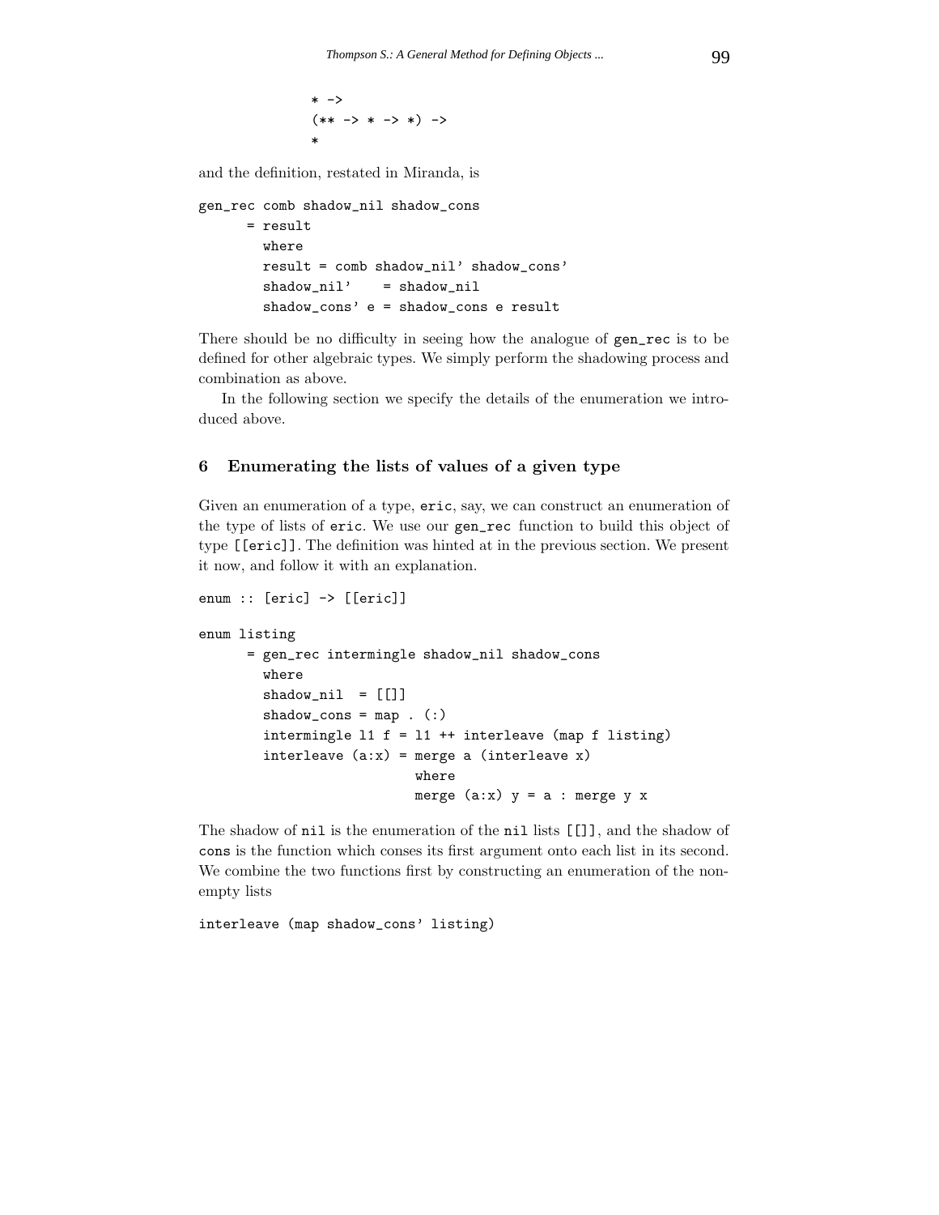```
* ->
(** -> * -> *) ->
*
```

and the definition, restated in Miranda, is

```
gen_rec comb shadow_nil shadow_cons
      = result
        where
        result = comb shadow_nil' shadow_cons'
        shadow_nil'    = shadow_nil
        shadow_cons' e = shadow_cons e result
```

There should be no difficulty in seeing how the analogue of `gen_rec` is to be defined for other algebraic types. We simply perform the shadowing process and combination as above.

In the following section we specify the details of the enumeration we introduced above.

## 6 Enumerating the lists of values of a given type

Given an enumeration of a type, `eric`, say, we can construct an enumeration of the type of lists of `eric`. We use our `gen_rec` function to build this object of type `[[eric]]`. The definition was hinted at in the previous section. We present it now, and follow it with an explanation.

```
enum :: [eric] -> [[eric]]

enum listing
      = gen_rec intermingle shadow_nil shadow_cons
        where
        shadow_nil  = [[]]
        shadow_cons = map . (:)
        intermingle l1 f = l1 ++ interleave (map f listing)
        interleave (a:x) = merge a (interleave x)
                           where
                           merge (a:x) y = a : merge y x
```

The shadow of `nil` is the enumeration of the `nil` lists `[[]]`, and the shadow of `cons` is the function which conses its first argument onto each list in its second. We combine the two functions first by constructing an enumeration of the non-empty lists

```
interleave (map shadow_cons' listing)
```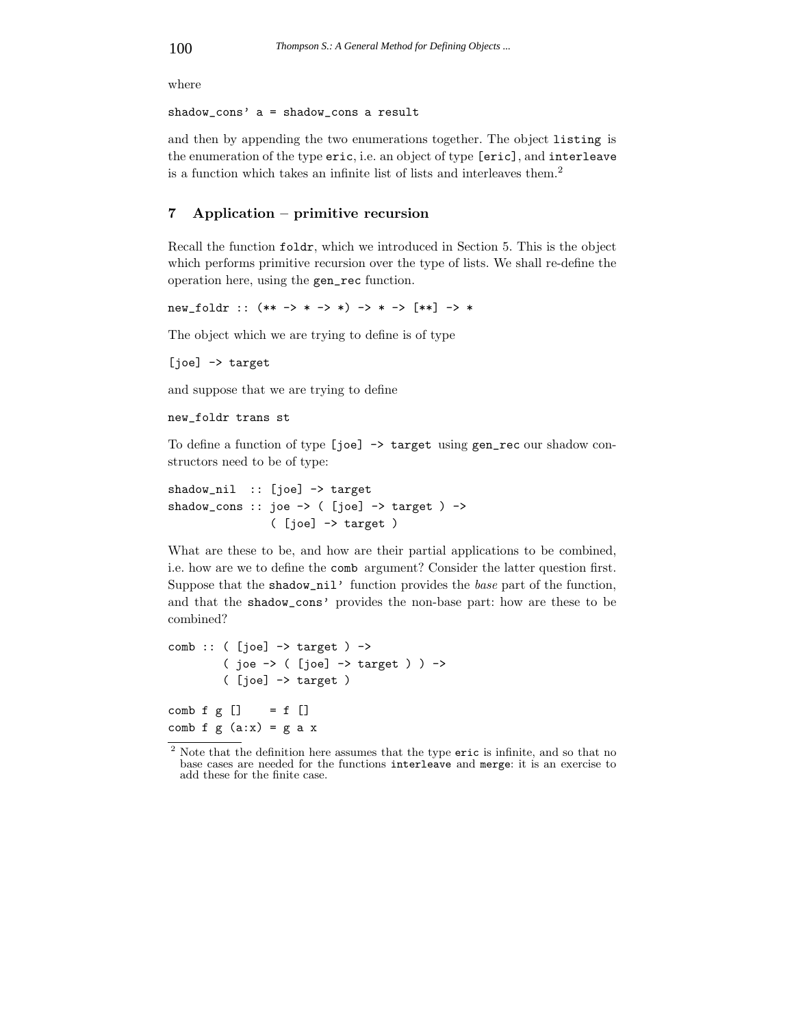where

```
shadow_cons' a = shadow_cons a result
```

and then by appending the two enumerations together. The object `listing` is the enumeration of the type `eric`, i.e. an object of type `[eric]`, and `interleave` is a function which takes an infinite list of lists and interleaves them.[2]

## 7 Application – primitive recursion

Recall the function `foldr`, which we introduced in Section 5. This is the object which performs primitive recursion over the type of lists. We shall re-define the operation here, using the `gen_rec` function.

```
new_foldr :: (** -> * -> *) -> * -> [**] -> *
```

The object which we are trying to define is of type

```
[joe] -> target
```

and suppose that we are trying to define

```
new_foldr trans st
```

To define a function of type `[joe] -> target` using `gen_rec` our shadow constructors need to be of type:

```
shadow_nil  :: [joe] -> target
shadow_cons :: joe -> ( [joe] -> target ) ->
               ( [joe] -> target )
```

What are these to be, and how are their partial applications to be combined, i.e. how are we to define the `comb` argument? Consider the latter question first. Suppose that the `shadow_nil'` function provides the *base* part of the function, and that the `shadow_cons'` provides the non-base part: how are these to be combined?

```
comb :: ( [joe] -> target ) ->
        ( joe -> ( [joe] -> target ) ) ->
        ( [joe] -> target )

comb f g []    = f []
comb f g (a:x) = g a x
```

[2] Note that the definition here assumes that the type `eric` is infinite, and so that no base cases are needed for the functions `interleave` and `merge`: it is an exercise to add these for the finite case.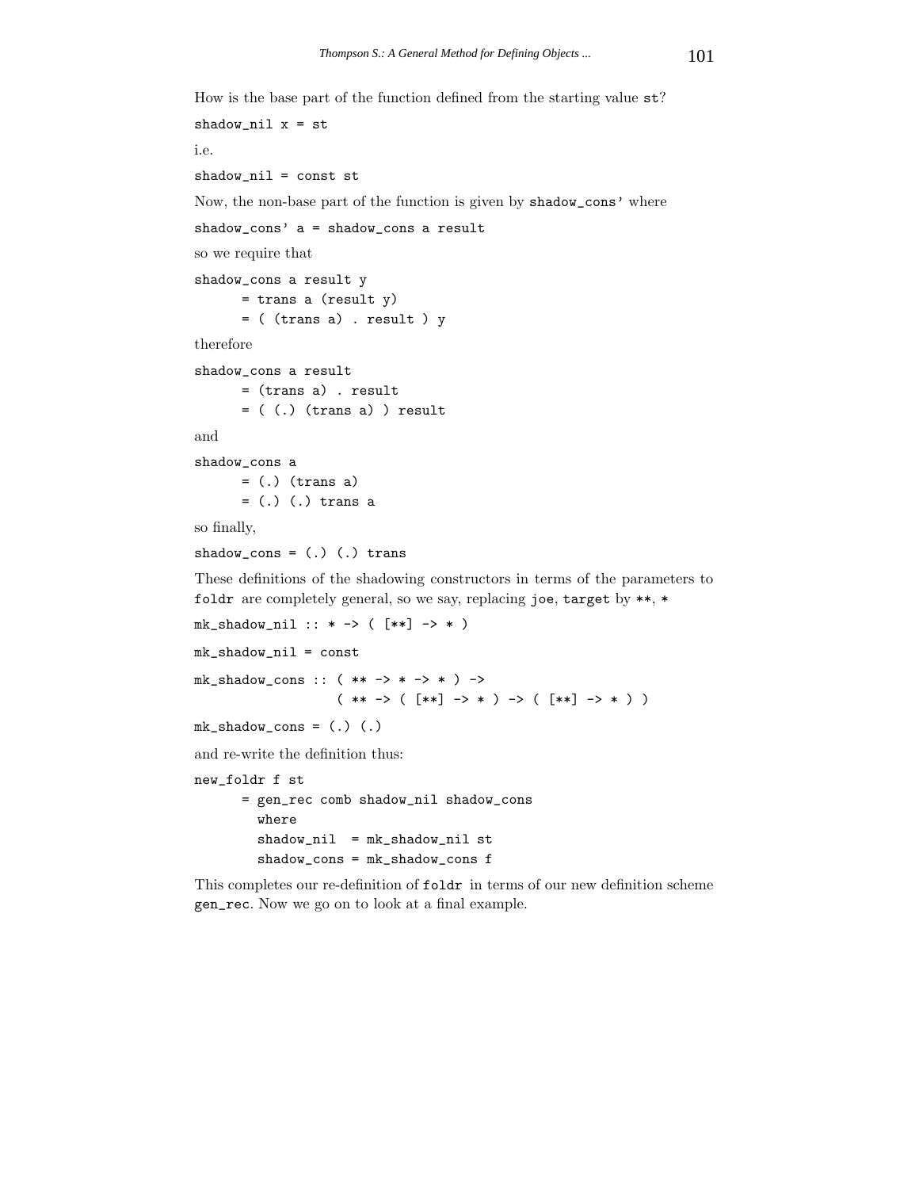How is the base part of the function defined from the starting value `st`?

```
shadow_nil x = st
```

i.e.

```
shadow_nil = const st
```

Now, the non-base part of the function is given by `shadow_cons'` where

```
shadow_cons' a = shadow_cons a result
```

so we require that

```
shadow_cons a result y
      = trans a (result y)
      = ( (trans a) . result ) y
```

therefore

```
shadow_cons a result
      = (trans a) . result
      = ( (.) (trans a) ) result
```

and

```
shadow_cons a
      = (.) (trans a)
      = (.) (.) trans a
```

so finally,

```
shadow_cons = (.) (.) trans
```

These definitions of the shadowing constructors in terms of the parameters to `foldr` are completely general, so we say, replacing `joe`, `target` by `**`, `*`

```
mk_shadow_nil :: * -> ( [**] -> * )

mk_shadow_nil = const

mk_shadow_cons :: ( ** -> * -> * ) ->
                  ( ** -> ( [**] -> * ) -> ( [**] -> * ) )

mk_shadow_cons = (.) (.)
```

and re-write the definition thus:

```
new_foldr f st
      = gen_rec comb shadow_nil shadow_cons
        where
        shadow_nil  = mk_shadow_nil st
        shadow_cons = mk_shadow_cons f
```

This completes our re-definition of `foldr` in terms of our new definition scheme `gen_rec`. Now we go on to look at a final example.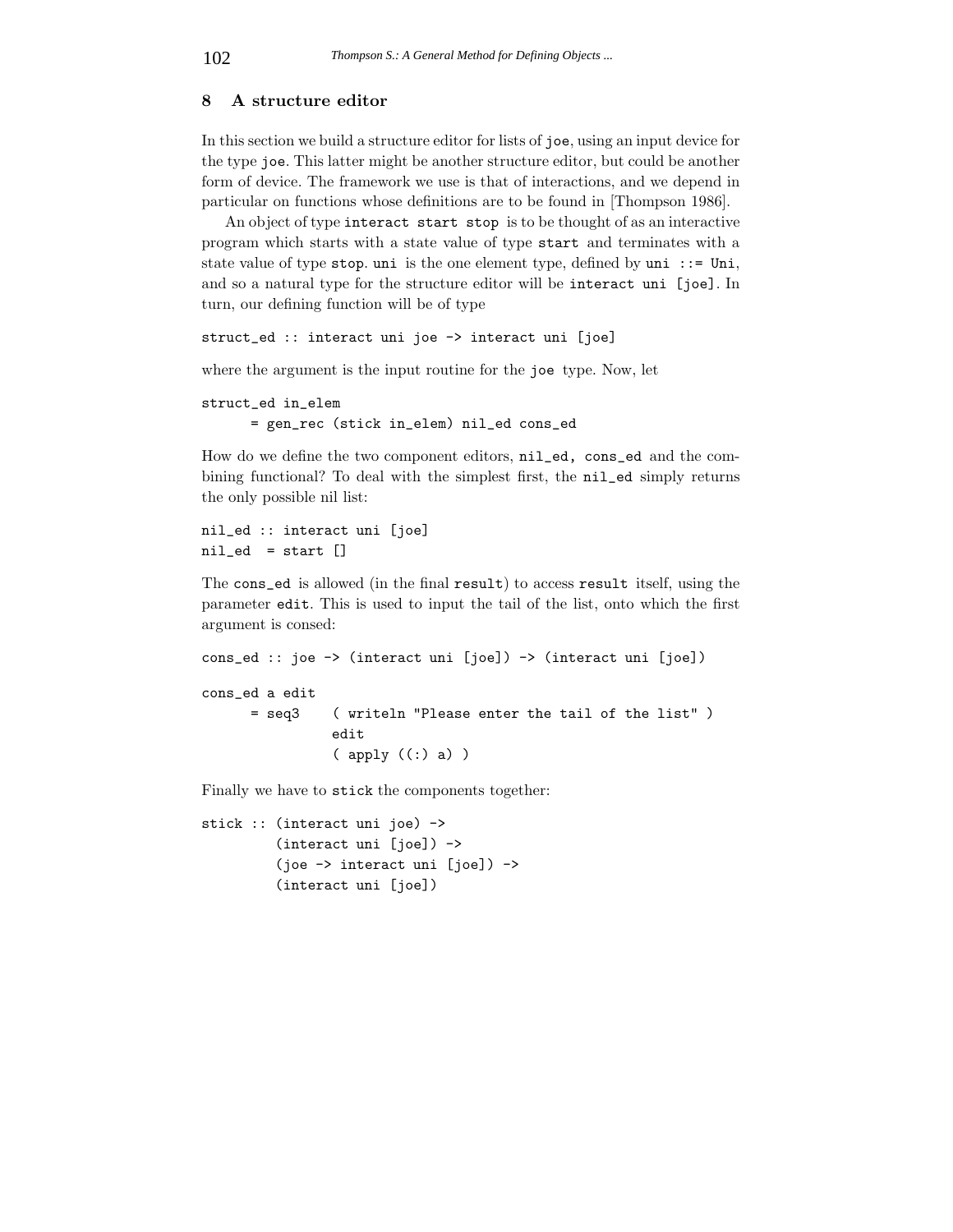## 8 A structure editor

In this section we build a structure editor for lists of `joe`, using an input device for the type `joe`. This latter might be another structure editor, but could be another form of device. The framework we use is that of interactions, and we depend in particular on functions whose definitions are to be found in [Thompson 1986].

An object of type `interact start stop` is to be thought of as an interactive program which starts with a state value of type `start` and terminates with a state value of type `stop`. `uni` is the one element type, defined by `uni ::= Uni`, and so a natural type for the structure editor will be `interact uni [joe]`. In turn, our defining function will be of type

```
struct_ed :: interact uni joe -> interact uni [joe]
```

where the argument is the input routine for the `joe` type. Now, let

```
struct_ed in_elem
      = gen_rec (stick in_elem) nil_ed cons_ed
```

How do we define the two component editors, `nil_ed, cons_ed` and the combining functional? To deal with the simplest first, the `nil_ed` simply returns the only possible nil list:

```
nil_ed :: interact uni [joe]
nil_ed  = start []
```

The `cons_ed` is allowed (in the final `result`) to access `result` itself, using the parameter `edit`. This is used to input the tail of the list, onto which the first argument is consed:

```
cons_ed :: joe -> (interact uni [joe]) -> (interact uni [joe])

cons_ed a edit
      = seq3    ( writeln "Please enter the tail of the list" )
                edit
                ( apply ((:) a) )
```

Finally we have to `stick` the components together:

```
stick :: (interact uni joe) ->
         (interact uni [joe]) ->
         (joe -> interact uni [joe]) ->
         (interact uni [joe])
```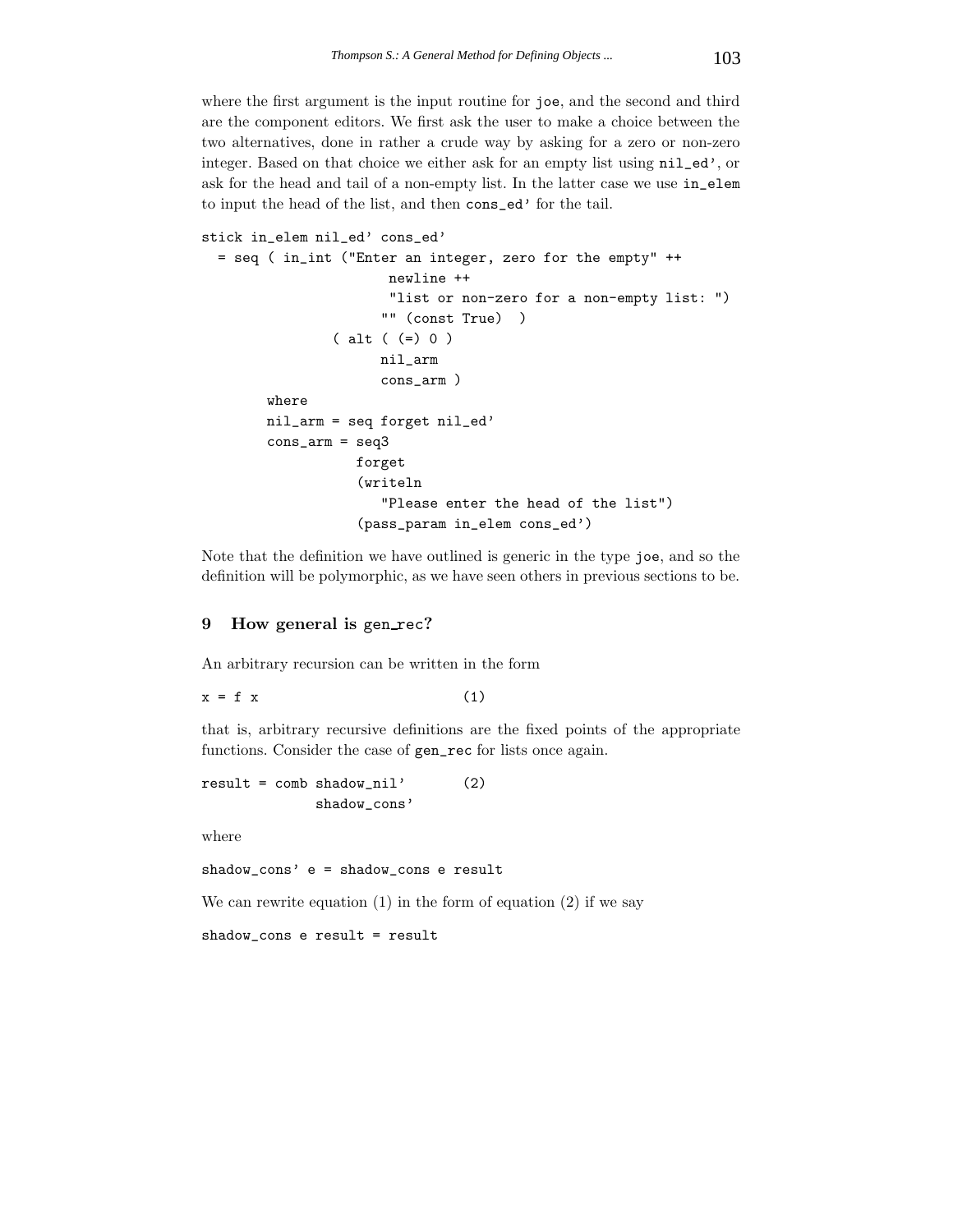where the first argument is the input routine for joe, and the second and third are the component editors. We first ask the user to make a choice between the two alternatives, done in rather a crude way by asking for a zero or non-zero integer. Based on that choice we either ask for an empty list using nil_ed', or ask for the head and tail of a non-empty list. In the latter case we use in_elem to input the head of the list, and then cons_ed' for the tail.

```
stick in_elem nil_ed' cons_ed'
  = seq ( in_int ("Enter an integer, zero for the empty" ++
                    newline ++
                    "list or non-zero for a non-empty list: ")
                   "" (const True)  )
                ( alt ( (=) 0 )
                   nil_arm
                   cons_arm )
        where
        nil_arm = seq forget nil_ed'
        cons_arm = seq3
                    forget
                    (writeln
                       "Please enter the head of the list")
                    (pass_param in_elem cons_ed')
```

Note that the definition we have outlined is generic in the type joe, and so the definition will be polymorphic, as we have seen others in previous sections to be.

## 9 How general is gen_rec?

An arbitrary recursion can be written in the form

```
x = f x                          (1)
```

that is, arbitrary recursive definitions are the fixed points of the appropriate functions. Consider the case of gen_rec for lists once again.

```
result = comb shadow_nil'        (2)
              shadow_cons'
```

where

```
shadow_cons' e = shadow_cons e result
```

We can rewrite equation (1) in the form of equation (2) if we say

```
shadow_cons e result = result
```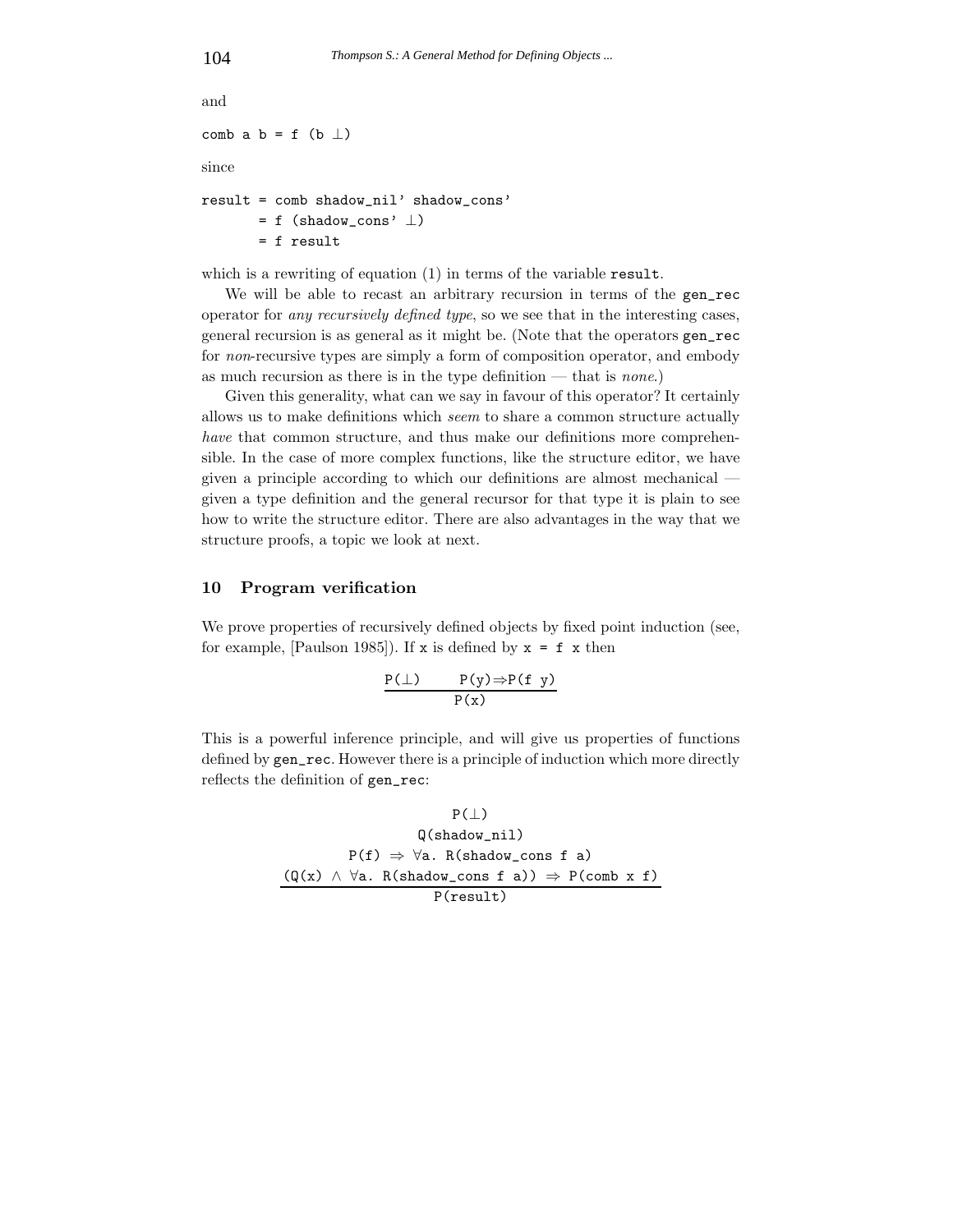and

```
comb a b = f (b ⊥)
```

since

```
result = comb shadow_nil' shadow_cons'
       = f (shadow_cons' ⊥)
       = f result
```

which is a rewriting of equation (1) in terms of the variable `result`.

We will be able to recast an arbitrary recursion in terms of the `gen_rec` operator for *any recursively defined type*, so we see that in the interesting cases, general recursion is as general as it might be. (Note that the operators `gen_rec` for *non*-recursive types are simply a form of composition operator, and embody as much recursion as there is in the type definition — that is *none*.)

Given this generality, what can we say in favour of this operator? It certainly allows us to make definitions which *seem* to share a common structure actually *have* that common structure, and thus make our definitions more comprehensible. In the case of more complex functions, like the structure editor, we have given a principle according to which our definitions are almost mechanical — given a type definition and the general recursor for that type it is plain to see how to write the structure editor. There are also advantages in the way that we structure proofs, a topic we look at next.

## 10 Program verification

We prove properties of recursively defined objects by fixed point induction (see, for example, [Paulson 1985]). If `x` is defined by `x = f x` then

$$\frac{\texttt{P}(\bot) \qquad \texttt{P(y)} \Rightarrow \texttt{P(f y)}}{\texttt{P(x)}}$$

This is a powerful inference principle, and will give us properties of functions defined by `gen_rec`. However there is a principle of induction which more directly reflects the definition of `gen_rec`:

$$\frac{\begin{array}{c}\texttt{P}(\bot) \\ \texttt{Q(shadow\_nil)} \\ \texttt{P(f)} \Rightarrow \forall \texttt{a. R(shadow\_cons f a)} \\ \texttt{(Q(x)} \wedge \forall \texttt{a. R(shadow\_cons f a))} \Rightarrow \texttt{P(comb x f)}\end{array}}{\texttt{P(result)}}$$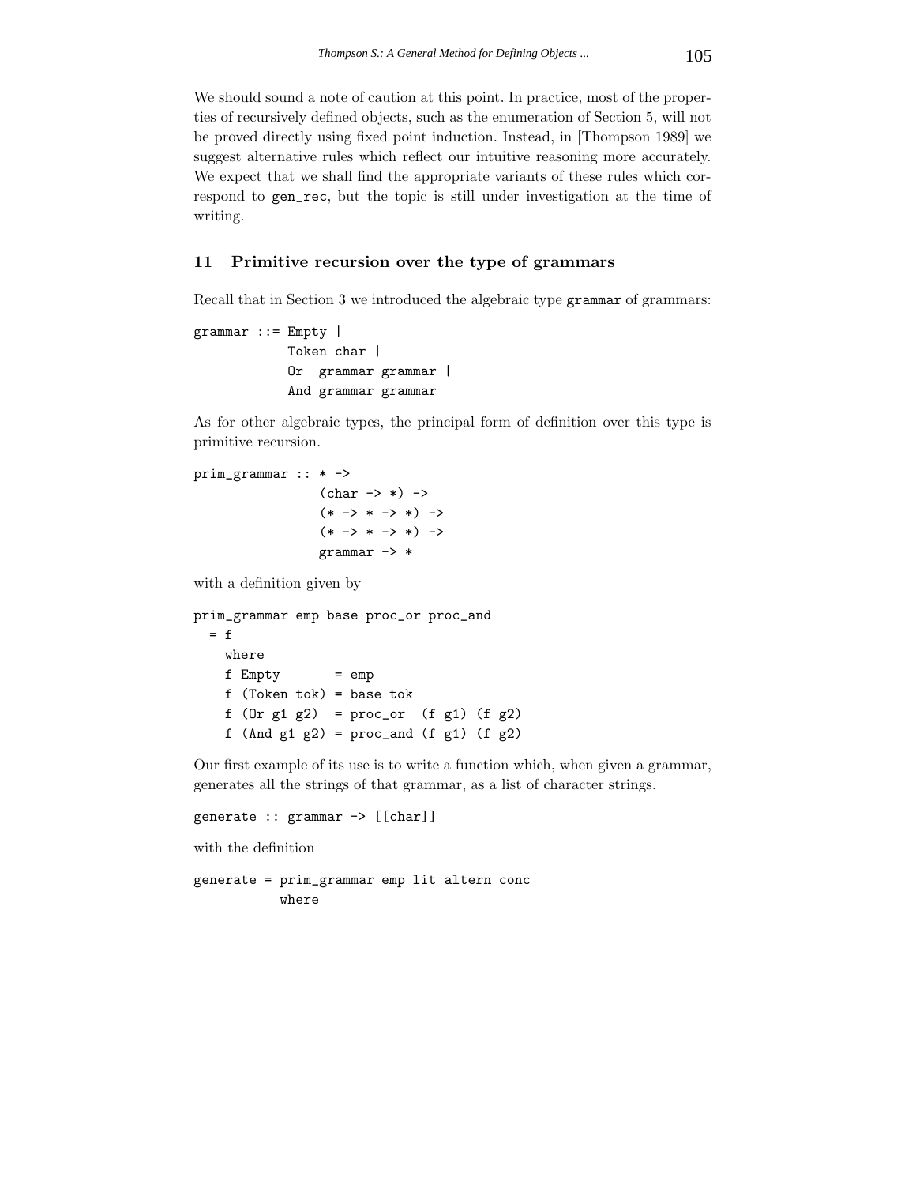We should sound a note of caution at this point. In practice, most of the properties of recursively defined objects, such as the enumeration of Section 5, will not be proved directly using fixed point induction. Instead, in [Thompson 1989] we suggest alternative rules which reflect our intuitive reasoning more accurately. We expect that we shall find the appropriate variants of these rules which correspond to `gen_rec`, but the topic is still under investigation at the time of writing.

## 11 Primitive recursion over the type of grammars

Recall that in Section 3 we introduced the algebraic type `grammar` of grammars:

```
grammar ::= Empty |
            Token char |
            Or  grammar grammar |
            And grammar grammar
```

As for other algebraic types, the principal form of definition over this type is primitive recursion.

```
prim_grammar :: * ->
                (char -> *) ->
                (* -> * -> *) ->
                (* -> * -> *) ->
                grammar -> *
```

with a definition given by

```
prim_grammar emp base proc_or proc_and
  = f
    where
    f Empty       = emp
    f (Token tok) = base tok
    f (Or g1 g2)  = proc_or  (f g1) (f g2)
    f (And g1 g2) = proc_and (f g1) (f g2)
```

Our first example of its use is to write a function which, when given a grammar, generates all the strings of that grammar, as a list of character strings.

```
generate :: grammar -> [[char]]
```

with the definition

```
generate = prim_grammar emp lit altern conc
           where
```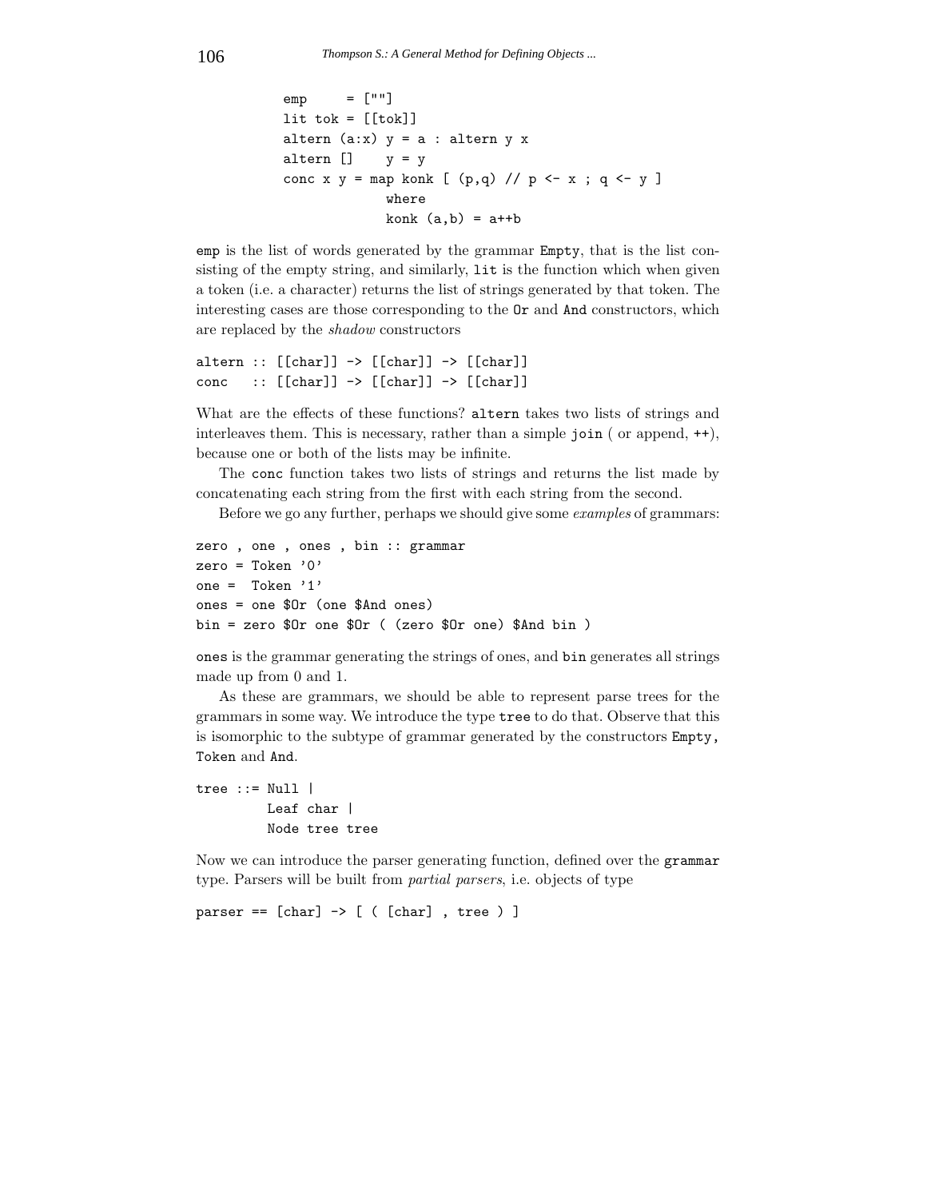```
emp     = [""]
lit tok = [[tok]]
altern (a:x) y = a : altern y x
altern []    y = y
conc x y = map konk [ (p,q) // p <- x ; q <- y ]
             where
             konk (a,b) = a++b
```

`emp` is the list of words generated by the grammar `Empty`, that is the list consisting of the empty string, and similarly, `lit` is the function which when given a token (i.e. a character) returns the list of strings generated by that token. The interesting cases are those corresponding to the `Or` and `And` constructors, which are replaced by the *shadow* constructors

```
altern :: [[char]] -> [[char]] -> [[char]]
conc   :: [[char]] -> [[char]] -> [[char]]
```

What are the effects of these functions? `altern` takes two lists of strings and interleaves them. This is necessary, rather than a simple `join` ( or append, `++`), because one or both of the lists may be infinite.

The `conc` function takes two lists of strings and returns the list made by concatenating each string from the first with each string from the second.

Before we go any further, perhaps we should give some *examples* of grammars:

```
zero , one , ones , bin :: grammar
zero = Token '0'
one =  Token '1'
ones = one $Or (one $And ones)
bin = zero $Or one $Or ( (zero $Or one) $And bin )
```

`ones` is the grammar generating the strings of ones, and `bin` generates all strings made up from 0 and 1.

As these are grammars, we should be able to represent parse trees for the grammars in some way. We introduce the type `tree` to do that. Observe that this is isomorphic to the subtype of grammar generated by the constructors `Empty`, `Token` and `And`.

```
tree ::= Null |
         Leaf char |
         Node tree tree
```

Now we can introduce the parser generating function, defined over the `grammar` type. Parsers will be built from *partial parsers*, i.e. objects of type

```
parser == [char] -> [ ( [char] , tree ) ]
```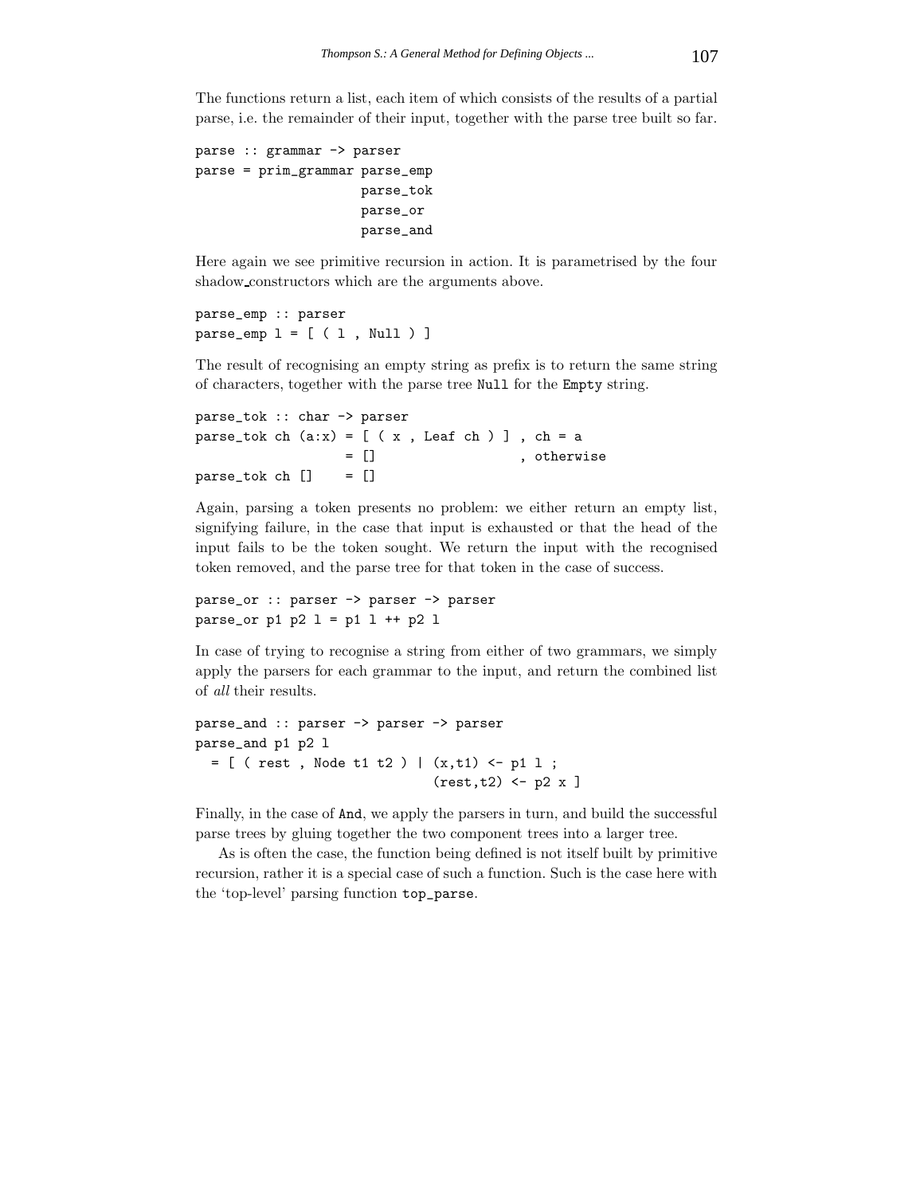The functions return a list, each item of which consists of the results of a partial parse, i.e. the remainder of their input, together with the parse tree built so far.

```
parse :: grammar -> parser
parse = prim_grammar parse_emp
                     parse_tok
                     parse_or
                     parse_and
```

Here again we see primitive recursion in action. It is parametrised by the four shadow_constructors which are the arguments above.

```
parse_emp :: parser
parse_emp l = [ ( l , Null ) ]
```

The result of recognising an empty string as prefix is to return the same string of characters, together with the parse tree `Null` for the `Empty` string.

```
parse_tok :: char -> parser
parse_tok ch (a:x) = [ ( x , Leaf ch ) ] , ch = a
                   = []                  , otherwise
parse_tok ch []    = []
```

Again, parsing a token presents no problem: we either return an empty list, signifying failure, in the case that input is exhausted or that the head of the input fails to be the token sought. We return the input with the recognised token removed, and the parse tree for that token in the case of success.

```
parse_or :: parser -> parser -> parser
parse_or p1 p2 l = p1 l ++ p2 l
```

In case of trying to recognise a string from either of two grammars, we simply apply the parsers for each grammar to the input, and return the combined list of *all* their results.

```
parse_and :: parser -> parser -> parser
parse_and p1 p2 l
  = [ ( rest , Node t1 t2 ) | (x,t1) <- p1 l ;
                              (rest,t2) <- p2 x ]
```

Finally, in the case of `And`, we apply the parsers in turn, and build the successful parse trees by gluing together the two component trees into a larger tree.

As is often the case, the function being defined is not itself built by primitive recursion, rather it is a special case of such a function. Such is the case here with the 'top-level' parsing function `top_parse`.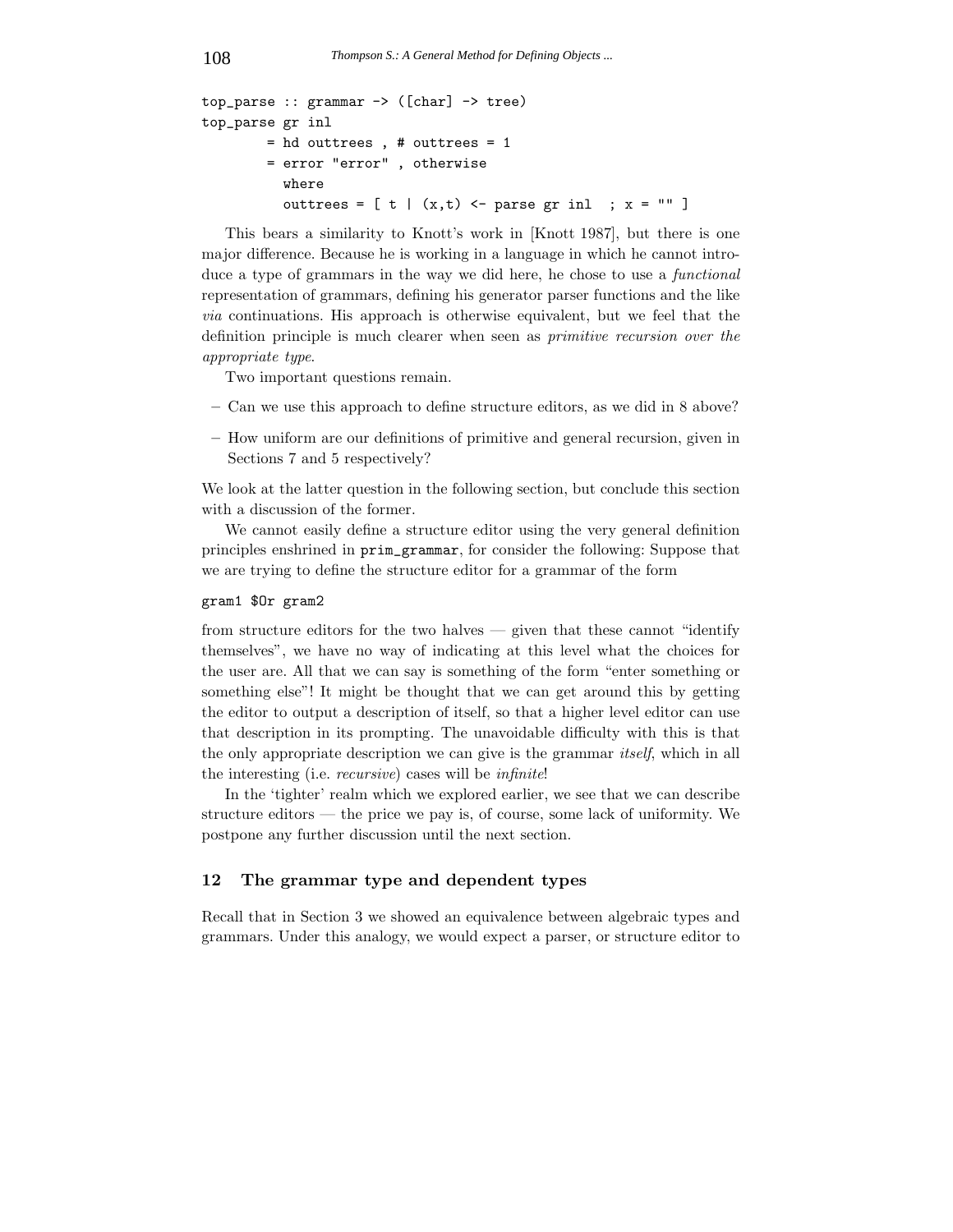```
top_parse :: grammar -> ([char] -> tree)
top_parse gr inl
        = hd outtrees , # outtrees = 1
        = error "error" , otherwise
          where
          outtrees = [ t | (x,t) <- parse gr inl  ; x = "" ]
```

This bears a similarity to Knott's work in [Knott 1987], but there is one major difference. Because he is working in a language in which he cannot introduce a type of grammars in the way we did here, he chose to use a *functional* representation of grammars, defining his generator parser functions and the like *via* continuations. His approach is otherwise equivalent, but we feel that the definition principle is much clearer when seen as *primitive recursion over the appropriate type*.

Two important questions remain.

- Can we use this approach to define structure editors, as we did in 8 above?
- How uniform are our definitions of primitive and general recursion, given in Sections 7 and 5 respectively?

We look at the latter question in the following section, but conclude this section with a discussion of the former.

We cannot easily define a structure editor using the very general definition principles enshrined in `prim_grammar`, for consider the following: Suppose that we are trying to define the structure editor for a grammar of the form

```
gram1 $Or gram2
```

from structure editors for the two halves — given that these cannot "identify themselves", we have no way of indicating at this level what the choices for the user are. All that we can say is something of the form "enter something or something else"! It might be thought that we can get around this by getting the editor to output a description of itself, so that a higher level editor can use that description in its prompting. The unavoidable difficulty with this is that the only appropriate description we can give is the grammar *itself*, which in all the interesting (i.e. *recursive*) cases will be *infinite*!

In the 'tighter' realm which we explored earlier, we see that we can describe structure editors — the price we pay is, of course, some lack of uniformity. We postpone any further discussion until the next section.

## 12 The grammar type and dependent types

Recall that in Section 3 we showed an equivalence between algebraic types and grammars. Under this analogy, we would expect a parser, or structure editor to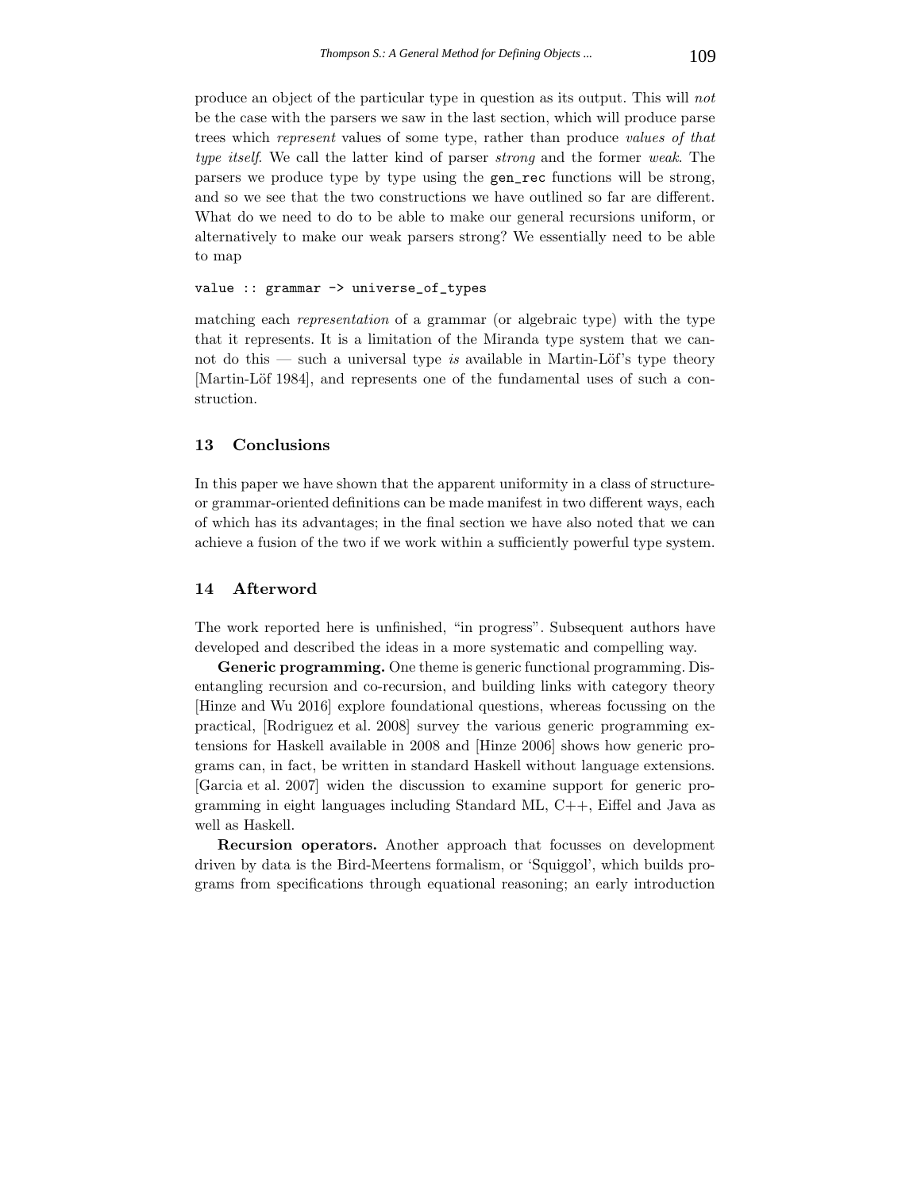produce an object of the particular type in question as its output. This will *not* be the case with the parsers we saw in the last section, which will produce parse trees which *represent* values of some type, rather than produce *values of that type itself*. We call the latter kind of parser *strong* and the former *weak*. The parsers we produce type by type using the `gen_rec` functions will be strong, and so we see that the two constructions we have outlined so far are different. What do we need to do to be able to make our general recursions uniform, or alternatively to make our weak parsers strong? We essentially need to be able to map

```
value :: grammar -> universe_of_types
```

matching each *representation* of a grammar (or algebraic type) with the type that it represents. It is a limitation of the Miranda type system that we cannot do this — such a universal type *is* available in Martin-Löf's type theory [Martin-Löf 1984], and represents one of the fundamental uses of such a construction.

## 13 Conclusions

In this paper we have shown that the apparent uniformity in a class of structure- or grammar-oriented definitions can be made manifest in two different ways, each of which has its advantages; in the final section we have also noted that we can achieve a fusion of the two if we work within a sufficiently powerful type system.

## 14 Afterword

The work reported here is unfinished, "in progress". Subsequent authors have developed and described the ideas in a more systematic and compelling way.

**Generic programming.** One theme is generic functional programming. Disentangling recursion and co-recursion, and building links with category theory [Hinze and Wu 2016] explore foundational questions, whereas focussing on the practical, [Rodriguez et al. 2008] survey the various generic programming extensions for Haskell available in 2008 and [Hinze 2006] shows how generic programs can, in fact, be written in standard Haskell without language extensions. [Garcia et al. 2007] widen the discussion to examine support for generic programming in eight languages including Standard ML, C++, Eiffel and Java as well as Haskell.

**Recursion operators.** Another approach that focusses on development driven by data is the Bird-Meertens formalism, or 'Squiggol', which builds programs from specifications through equational reasoning; an early introduction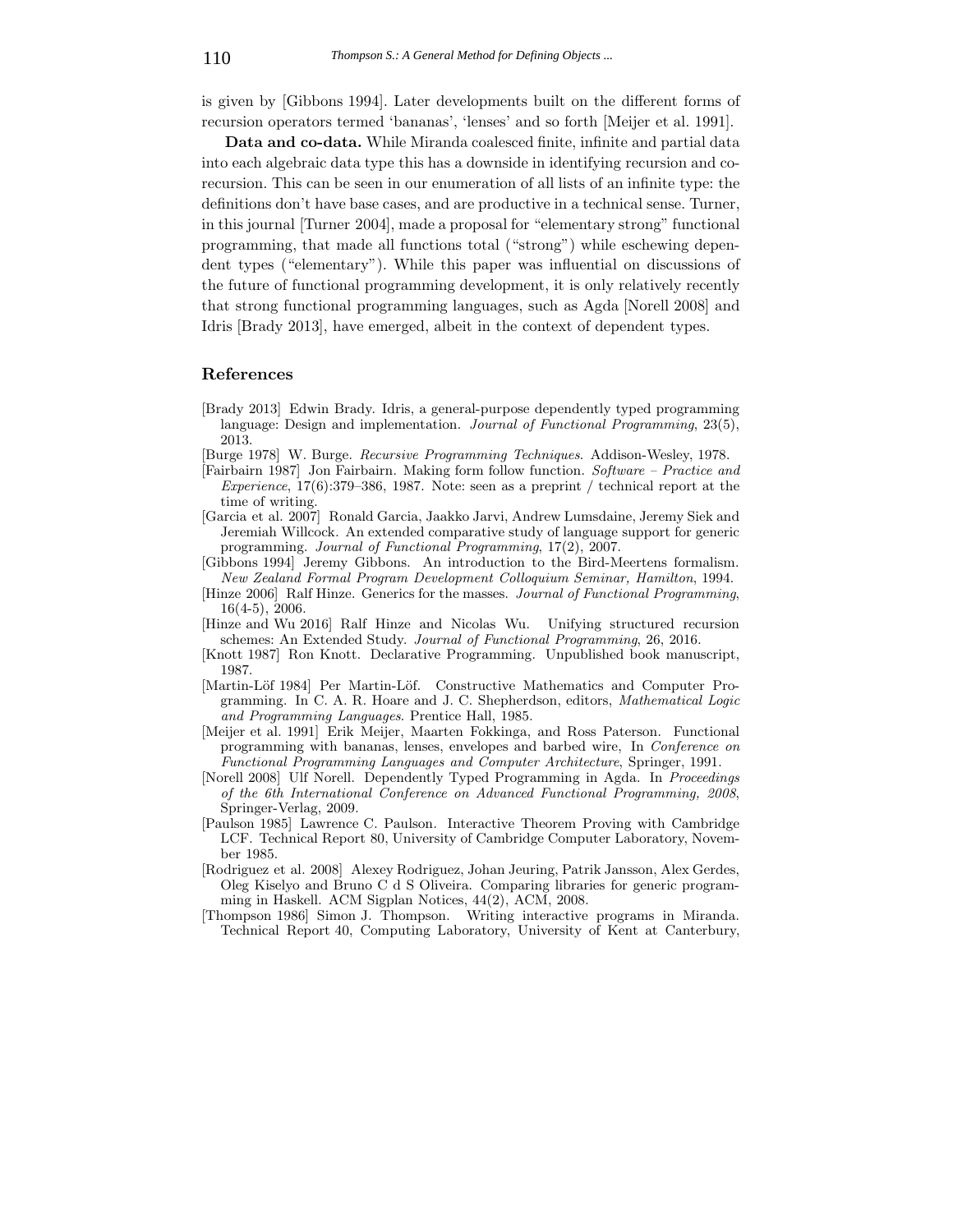is given by [Gibbons 1994]. Later developments built on the different forms of recursion operators termed 'bananas', 'lenses' and so forth [Meijer et al. 1991].

**Data and co-data.** While Miranda coalesced finite, infinite and partial data into each algebraic data type this has a downside in identifying recursion and co-recursion. This can be seen in our enumeration of all lists of an infinite type: the definitions don't have base cases, and are productive in a technical sense. Turner, in this journal [Turner 2004], made a proposal for "elementary strong" functional programming, that made all functions total ("strong") while eschewing dependent types ("elementary"). While this paper was influential on discussions of the future of functional programming development, it is only relatively recently that strong functional programming languages, such as Agda [Norell 2008] and Idris [Brady 2013], have emerged, albeit in the context of dependent types.

## References

[Brady 2013] Edwin Brady. Idris, a general-purpose dependently typed programming language: Design and implementation. *Journal of Functional Programming*, 23(5), 2013.

[Burge 1978] W. Burge. *Recursive Programming Techniques*. Addison-Wesley, 1978.

[Fairbairn 1987] Jon Fairbairn. Making form follow function. *Software – Practice and Experience*, 17(6):379–386, 1987. Note: seen as a preprint / technical report at the time of writing.

[Garcia et al. 2007] Ronald Garcia, Jaakko Jarvi, Andrew Lumsdaine, Jeremy Siek and Jeremiah Willcock. An extended comparative study of language support for generic programming. *Journal of Functional Programming*, 17(2), 2007.

[Gibbons 1994] Jeremy Gibbons. An introduction to the Bird-Meertens formalism. *New Zealand Formal Program Development Colloquium Seminar, Hamilton*, 1994.

[Hinze 2006] Ralf Hinze. Generics for the masses. *Journal of Functional Programming*, 16(4-5), 2006.

[Hinze and Wu 2016] Ralf Hinze and Nicolas Wu. Unifying structured recursion schemes: An Extended Study. *Journal of Functional Programming*, 26, 2016.

[Knott 1987] Ron Knott. Declarative Programming. Unpublished book manuscript, 1987.

[Martin-Löf 1984] Per Martin-Löf. Constructive Mathematics and Computer Programming. In C. A. R. Hoare and J. C. Shepherdson, editors, *Mathematical Logic and Programming Languages*. Prentice Hall, 1985.

[Meijer et al. 1991] Erik Meijer, Maarten Fokkinga, and Ross Paterson. Functional programming with bananas, lenses, envelopes and barbed wire, In *Conference on Functional Programming Languages and Computer Architecture*, Springer, 1991.

[Norell 2008] Ulf Norell. Dependently Typed Programming in Agda. In *Proceedings of the 6th International Conference on Advanced Functional Programming, 2008*, Springer-Verlag, 2009.

[Paulson 1985] Lawrence C. Paulson. Interactive Theorem Proving with Cambridge LCF. Technical Report 80, University of Cambridge Computer Laboratory, November 1985.

[Rodriguez et al. 2008] Alexey Rodriguez, Johan Jeuring, Patrik Jansson, Alex Gerdes, Oleg Kiselyo and Bruno C d S Oliveira. Comparing libraries for generic programming in Haskell. ACM Sigplan Notices, 44(2), ACM, 2008.

[Thompson 1986] Simon J. Thompson. Writing interactive programs in Miranda. Technical Report 40, Computing Laboratory, University of Kent at Canterbury,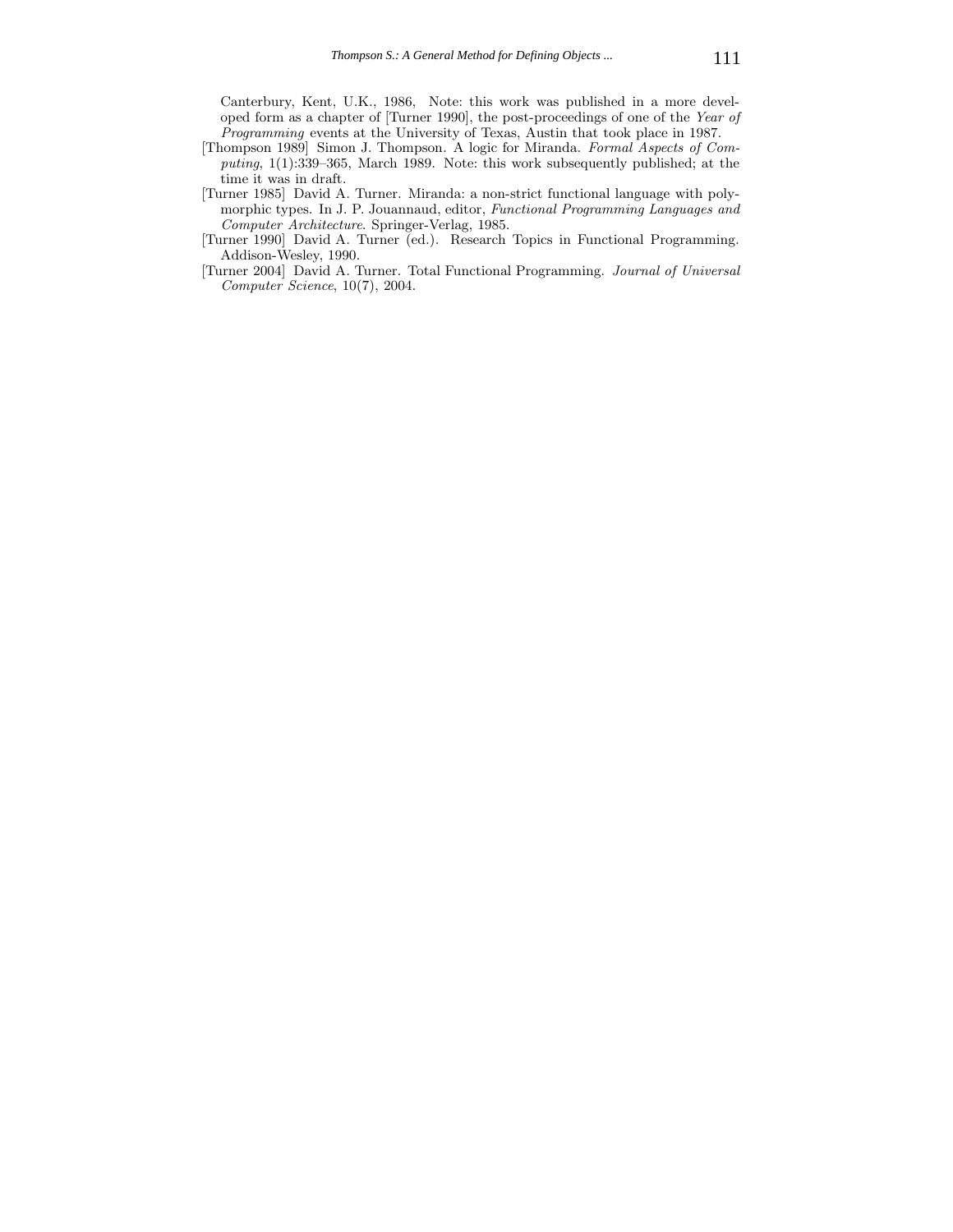Canterbury, Kent, U.K., 1986, Note: this work was published in a more developed form as a chapter of [Turner 1990], the post-proceedings of one of the *Year of Programming* events at the University of Texas, Austin that took place in 1987.

[Thompson 1989] Simon J. Thompson. A logic for Miranda. *Formal Aspects of Computing*, 1(1):339–365, March 1989. Note: this work subsequently published; at the time it was in draft.

[Turner 1985] David A. Turner. Miranda: a non-strict functional language with polymorphic types. In J. P. Jouannaud, editor, *Functional Programming Languages and Computer Architecture*. Springer-Verlag, 1985.

[Turner 1990] David A. Turner (ed.). Research Topics in Functional Programming. Addison-Wesley, 1990.

[Turner 2004] David A. Turner. Total Functional Programming. *Journal of Universal Computer Science*, 10(7), 2004.